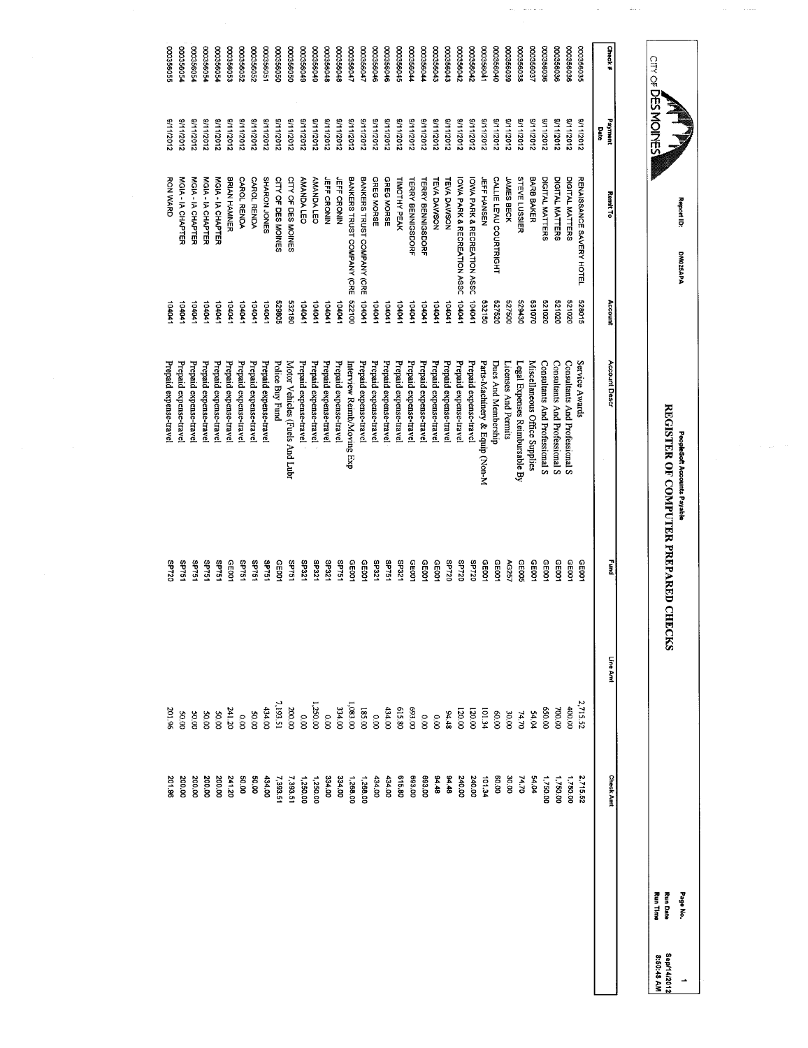# CITY OF DES MOINES

Report ID: DM025APA

## PeopleSoft Accounts Payable

## REGISTER OF COMPUTER PREPARED CHECKS

Page No. 1
Run Date Sept/14/2012
Run Time 8:50:48 AM

| Check # | Payment Date | Remit To | Account | Account Descr | Fund | Line Amt | Check Amt |
|---|---|---|---|---|---|---|---|
| 000356035 | 9/11/2012 | RENAISSANCE SAVERY HOTEL | 528015 | Service Awards | GE001 | 2,715.52 | 2,715.52 |
| 000356036 | 9/11/2012 | DIGITAL MATTERS | 521020 | Consultants And Professional S | GE001 | 400.00 | 1,750.00 |
| 000356036 | 9/11/2012 | DIGITAL MATTERS | 521020 | Consultants And Professional S | GE001 | 700.00 | 1,750.00 |
| 000356036 | 9/11/2012 | DIGITAL MATTERS | 521020 | Consultants And Professional S | GE001 | 650.00 | 1,750.00 |
| 000356037 | 9/11/2012 | BARB BAKER | 531070 | Miscellaneous Office Supplies | GE001 | 54.04 | 54.04 |
| 000356038 | 9/11/2012 | STEVE LUSSIER | 529430 | Legal Expenses Reimbursable By | GE005 | 74.70 | 74.70 |
| 000356039 | 9/11/2012 | JAMES BECK | 527500 | Licenses And Permits | AG257 | 30.00 | 30.00 |
| 000356040 | 9/11/2012 | CALLIE LEAU COURTRIGHT | 527520 | Dues And Membership | GE001 | 60.00 | 60.00 |
| 000356041 | 9/11/2012 | JEFF HANSEN | 532150 | Parts-Machinery & Equip (Non-M | GE001 | 101.34 | 101.34 |
| 000356042 | 9/11/2012 | IOWA PARK & RECREATION ASSC | 104041 | Prepaid expense-travel | SP720 | 120.00 | 240.00 |
| 000356042 | 9/11/2012 | IOWA PARK & RECREATION ASSC | 104041 | Prepaid expense-travel | SP720 | 120.00 | 240.00 |
| 000356043 | 9/11/2012 | TEVA DAWSON | 104041 | Prepaid expense-travel | GE001 | 94.48 | 94.48 |
| 000356043 | 9/11/2012 | TEVA DAWSON | 104041 | Prepaid expense-travel | GE001 | 0.00 | 94.48 |
| 000356044 | 9/11/2012 | TERRY BENNINGSDORF | 104041 | Prepaid expense-travel | GE001 | 0.00 | 693.00 |
| 000356044 | 9/11/2012 | TERRY BENNINGSDORF | 104041 | Prepaid expense-travel | GE001 | 693.00 | 693.00 |
| 000356045 | 9/11/2012 | TIMOTHY PEAK | 104041 | Prepaid expense-travel | SP321 | 615.80 | 615.80 |
| 000356046 | 9/11/2012 | GREG MORSE | 104041 | Prepaid expense-travel | SP751 | 434.00 | 434.00 |
| 000356046 | 9/11/2012 | GREG MORSE | 104041 | Prepaid expense-travel | SP321 | 0.00 | 434.00 |
| 000356047 | 9/11/2012 | BANKERS TRUST COMPANY (CRE | 104041 | Prepaid expense-travel | GE001 | 185.00 | 1,268.00 |
| 000356047 | 9/11/2012 | BANKERS TRUST COMPANY (CRE | 522100 | Interview Reimb/Moving Exp | GE001 | 1,083.00 | 1,268.00 |
| 000356048 | 9/11/2012 | JEFF CRONIN | 104041 | Prepaid expense-travel | SP751 | 334.00 | 334.00 |
| 000356048 | 9/11/2012 | JEFF CRONIN | 104041 | Prepaid expense-travel | SP321 | 0.00 | 334.00 |
| 000356049 | 9/11/2012 | AMANDA LEO | 104041 | Prepaid expense-travel | SP321 | 1,250.00 | 1,250.00 |
| 000356049 | 9/11/2012 | AMANDA LEO | 104041 | Prepaid expense-travel | SP321 | 0.00 | 1,250.00 |
| 000356050 | 9/11/2012 | CITY OF DES MOINES | 532180 | Motor Vehicles (Fuels And Lubr | SP751 | 200.00 | 7,393.51 |
| 000356050 | 9/11/2012 | CITY OF DES MOINES | 529805 | Police Buy Fund | GE001 | 7,193.51 | 7,393.51 |
| 000356051 | 9/11/2012 | SHARON JONES | 104041 | Prepaid expense-travel | SP751 | 434.00 | 434.00 |
| 000356052 | 9/11/2012 | CAROL RENDA | 104041 | Prepaid expense-travel | SP751 | 50.00 | 50.00 |
| 000356052 | 9/11/2012 | CAROL RENDA | 104041 | Prepaid expense-travel | SP751 | 0.00 | 50.00 |
| 000356053 | 9/11/2012 | BRIAN HAMNER | 104041 | Prepaid expense-travel | GE001 | 241.20 | 241.20 |
| 000356054 | 9/11/2012 | MGIA - IA CHAPTER | 104041 | Prepaid expense-travel | SP751 | 50.00 | 200.00 |
| 000356054 | 9/11/2012 | MGIA - IA CHAPTER | 104041 | Prepaid expense-travel | SP751 | 50.00 | 200.00 |
| 000356054 | 9/11/2012 | MGIA - IA CHAPTER | 104041 | Prepaid expense-travel | SP751 | 50.00 | 200.00 |
| 000356054 | 9/11/2012 | MGIA - IA CHAPTER | 104041 | Prepaid expense-travel | SP751 | 50.00 | 200.00 |
| 000356055 | 9/11/2012 | RON WARD | 104041 | Prepaid expense-travel | SP720 | 201.96 | 201.96 |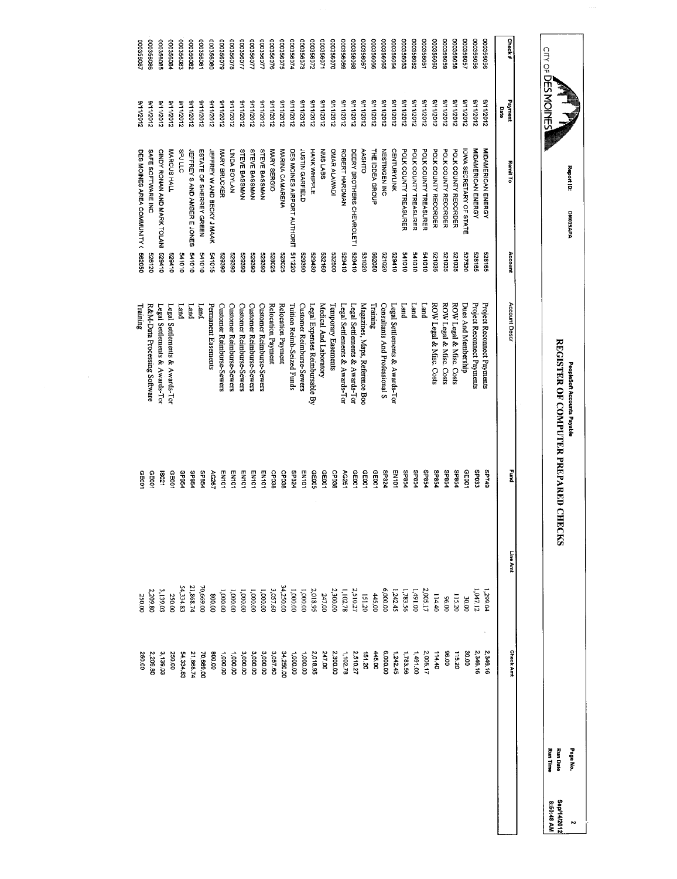CITY OF DES MOINES

Report ID: DM025APA

PeopleSoft Accounts Payable

# REGISTER OF COMPUTER PREPARED CHECKS

Page No. 2
Run Date Sept/14/2012
Run Time 8:50:48 AM

| Check # | Payment Date | Remit To | Account | Account Descr | Fund | Line Amt | Check Amt |
|---|---|---|---|---|---|---|---|
| 000356056 | 9/11/2012 | MIDAMERICAN ENERGY | 528165 | Project Reconnect Payments | SP749 | 1,299.04 | 2,346.16 |
| 000356056 | 9/11/2012 | MIDAMERICAN ENERGY | 528165 | Project Reconnect Payments | SP033 | 1,047.12 | 2,346.16 |
| 000356057 | 9/11/2012 | IOWA SECRETARY OF STATE | 527520 | Dues And Membership | GE001 | 30.00 | 30.00 |
| 000356058 | 9/11/2012 | POLK COUNTY RECORDER | 521035 | ROW Legal & Misc. Costs | SP854 | 115.20 | 115.20 |
| 000356059 | 9/11/2012 | POLK COUNTY RECORDER | 521035 | ROW Legal & Misc. Costs | SP854 | 96.00 | 96.00 |
| 000356060 | 9/11/2012 | POLK COUNTY RECORDER | 521035 | ROW Legal & Misc. Costs | SP854 | 114.40 | 114.40 |
| 000356061 | 9/11/2012 | POLK COUNTY TREASURER | 541010 | Land | SP854 | 2,005.17 | 2,005.17 |
| 000356062 | 9/11/2012 | POLK COUNTY TREASURER | 541010 | Land | SP854 | 1,491.00 | 1,491.00 |
| 000356063 | 9/11/2012 | POLK COUNTY TREASURER | 541010 | Land | SP854 | 1,783.56 | 1,783.56 |
| 000356064 | 9/11/2012 | CENTURYLINK | 529410 | Legal Settlements & Awards-Tor | EN101 | 1,242.45 | 1,242.45 |
| 000356065 | 9/11/2012 | NESTINGEN INC | 521020 | Consultants And Professional S | SP324 | 6,000.00 | 6,000.00 |
| 000356066 | 9/11/2012 | THE IDDEA GROUP | 562050 | Training | GE001 | 445.00 | 445.00 |
| 000356067 | 9/11/2012 | AASHTO | 531020 | Magazines, Maps, Reference Boo | GE001 | 151.20 | 151.20 |
| 000356068 | 9/11/2012 | DEERY BROTHERS CHEVROLET | 529410 | Legal Settlements & Awards-Tor | GE001 | 2,510.27 | 2,510.27 |
| 000356069 | 9/11/2012 | ROBERT HARDMAN | 529410 | Legal Settlements & Awards-Tor | AG251 | 1,102.78 | 1,102.78 |
| 000356070 | 9/11/2012 | OMAR ALAWADI | 532500 | Temporary Easements | CP036 | 2,300.00 | 2,300.00 |
| 000356071 | 9/11/2012 | NMS LABS | 532160 | Medical And Laboratory | GE001 | 247.00 | 247.00 |
| 000356072 | 9/11/2012 | HANK WHIPPLE | 529430 | Legal Expenses Reimbursable By | GE005 | 2,018.95 | 2,018.95 |
| 000356073 | 9/11/2012 | JUSTIN GARFIELD | 529390 | Customer Reimburse-Sewers | EN101 | 1,000.00 | 1,000.00 |
| 000356074 | 9/11/2012 | DES MOINES AIRPORT AUTHORIT | 511220 | Tuition Reimb-Seized Funds | SP324 | 1,000.00 | 1,000.00 |
| 000356075 | 9/11/2012 | MARINA CAMARENA | 528025 | Relocation Payment | CP038 | 34,250.00 | 34,250.00 |
| 000356076 | 9/11/2012 | MARY SERGIO | 528025 | Relocation Payment | CP038 | 3,057.60 | 3,057.60 |
| 000356077 | 9/11/2012 | STEVE BASSMAN | 529390 | Customer Reimburse-Sewers | EN101 | 1,000.00 | 3,000.00 |
| 000356077 | 9/11/2012 | STEVE BASSMAN | 529390 | Customer Reimburse-Sewers | EN101 | 1,000.00 | 3,000.00 |
| 000356077 | 9/11/2012 | STEVE BASSMAN | 529390 | Customer Reimburse-Sewers | EN101 | 1,000.00 | 3,000.00 |
| 000356078 | 9/11/2012 | LINDA BOYLAN | 529390 | Customer Reimburse-Sewers | EN101 | 1,000.00 | 1,000.00 |
| 000356079 | 9/11/2012 | MARY BRUCKER | 529390 | Customer Reimburse-Sewers | EN101 | 1,000.00 | 1,000.00 |
| 000356080 | 9/11/2012 | JEFFREY W AND BECKY J MAAK | 541015 | Permanent Easements | AG267 | 800.00 | 800.00 |
| 000356081 | 9/11/2012 | ESTATE OF SHERREY GREEN | 541010 | Land | SP854 | 70,669.00 | 70,669.00 |
| 000356082 | 9/11/2012 | JEFFREY S AND AMBER E JONES | 541010 | Land | SP854 | 21,868.74 | 21,868.74 |
| 000356083 | 9/11/2012 | SPJ LLC | 541010 | Land | SP854 | 54,334.83 | 54,334.83 |
| 000356084 | 9/11/2012 | MARCUS HALL | 529410 | Legal Settlements & Awards-Tor | GE001 | 250.00 | 250.00 |
| 000356085 | 9/11/2012 | CINDY RONAN AND MARK TOLAN | 529410 | Legal Settlements & Awards-Tor | IS021 | 3,139.03 | 3,139.03 |
| 000356086 | 9/11/2012 | SAFE SOFTWARE INC | 526120 | R&M-Data Processing Software | GE001 | 2,209.80 | 2,209.80 |
| 000356087 | 9/11/2012 | DES MOINES AREA COMMUNITY ( | 562050 | Training | GE001 | 250.00 | 250.00 |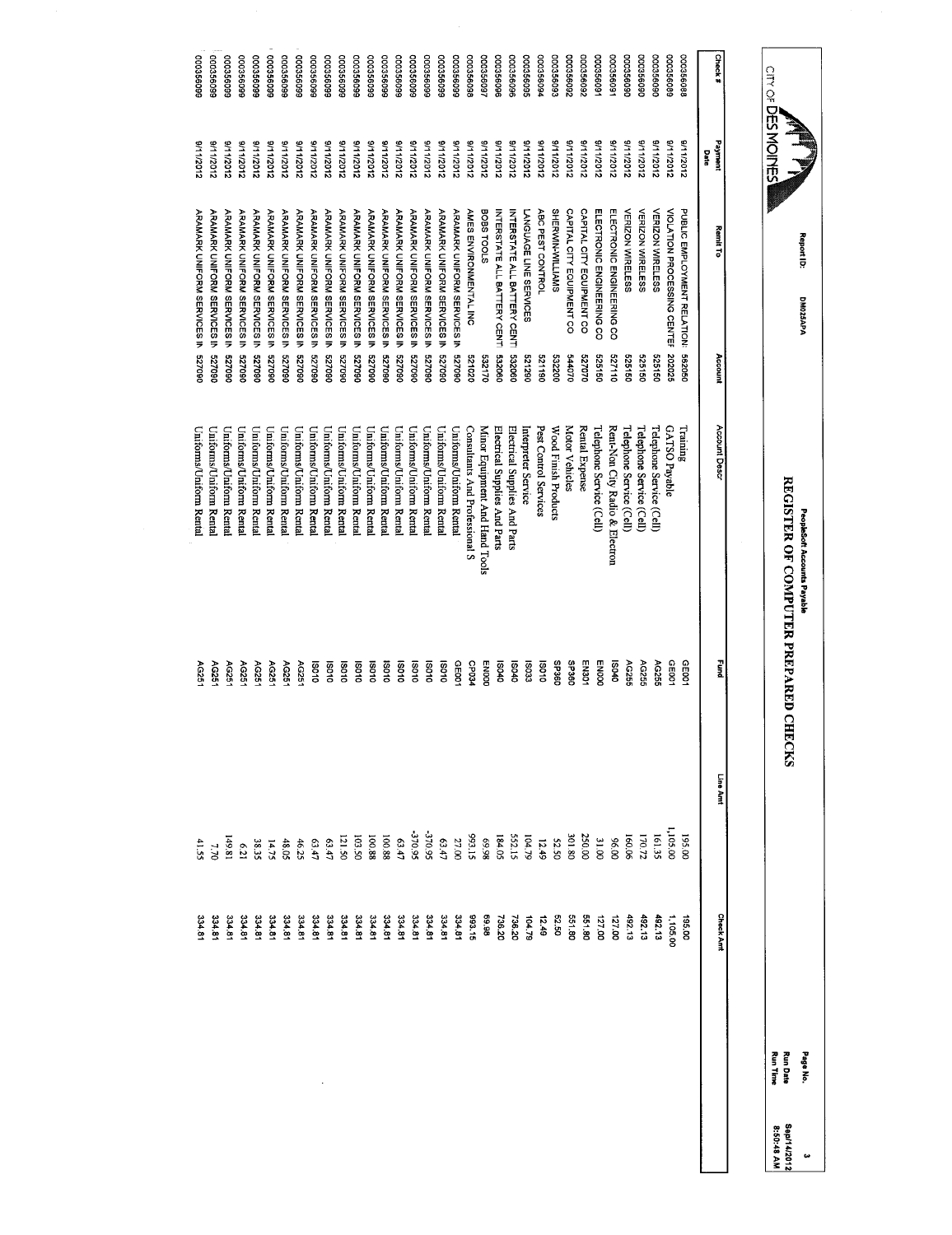CITY OF DES MOINES

Report ID: DM025APA

PeopleSoft Accounts Payable

# REGISTER OF COMPUTER PREPARED CHECKS

Page No. 3
Run Date Sep/14/2012
Run Time 8:50:48 AM

| Check # | Payment Date | Remit To | Account | Account Descr | Fund | Line Amt | Check Amt |
|---|---|---|---|---|---|---|---|
| 000356088 | 9/11/2012 | PUBLIC EMPLOYMENT RELATION | 562050 | Training | GE001 | 195.00 | 195.00 |
| 000356089 | 9/11/2012 | VIOLATION PROCESSING CENTEF | 202025 | GATSO Payable | GE001 | 1,105.00 | 1,105.00 |
| 000356090 | 9/11/2012 | VERIZON WIRELESS | 525150 | Telephone Service (Cell) | AG255 | 161.35 | 492.13 |
| 000356090 | 9/11/2012 | VERIZON WIRELESS | 525150 | Telephone Service (Cell) | AG255 | 170.72 | 492.13 |
| 000356090 | 9/11/2012 | VERIZON WIRELESS | 525150 | Telephone Service (Cell) | AG255 | 160.06 | 492.13 |
| 000356091 | 9/11/2012 | ELECTRONIC ENGINEERING CO | 527110 | Rent-Non City Radio & Electron | IS040 | 96.00 | 127.00 |
| 000356091 | 9/11/2012 | ELECTRONIC ENGINEERING CO | 525150 | Telephone Service (Cell) | EN000 | 31.00 | 127.00 |
| 000356092 | 9/11/2012 | CAPITAL CITY EQUIPMENT CO | 527070 | Rental Expense | EN301 | 250.00 | 551.80 |
| 000356092 | 9/11/2012 | CAPITAL CITY EQUIPMENT CO | 544070 | Motor Vehicles | SP360 | 301.80 | 551.80 |
| 000356093 | 9/11/2012 | SHERWIN-WILLIAMS | 532200 | Wood Finish Products | SP360 | 52.50 | 52.50 |
| 000356094 | 9/11/2012 | ABC PEST CONTROL | 521190 | Pest Control Services | IS010 | 12.49 | 12.49 |
| 000356095 | 9/11/2012 | LANGUAGE LINE SERVICES | 521290 | Interpreter Service | IS033 | 104.79 | 104.79 |
| 000356096 | 9/11/2012 | INTERSTATE ALL BATTERY CENT | 532060 | Electrical Supplies And Parts | IS040 | 552.15 | 736.20 |
| 000356096 | 9/11/2012 | INTERSTATE ALL BATTERY CENT | 532060 | Electrical Supplies And Parts | IS040 | 184.05 | 736.20 |
| 000356097 | 9/11/2012 | BOBS TOOLS | 532170 | Minor Equipment And Hand Tools | EN000 | 69.98 | 69.98 |
| 000356098 | 9/11/2012 | AMES ENVIRONMENTAL INC | 521020 | Consultants And Professional S | CP034 | 993.15 | 993.15 |
| 000356099 | 9/11/2012 | ARAMARK UNIFORM SERVICES IN | 527090 | Uniforms/Uniform Rental | GE001 | 27.00 | 334.81 |
| 000356099 | 9/11/2012 | ARAMARK UNIFORM SERVICES IN | 527090 | Uniforms/Uniform Rental | IS010 | 63.47 | 334.81 |
| 000356099 | 9/11/2012 | ARAMARK UNIFORM SERVICES IN | 527090 | Uniforms/Uniform Rental | IS010 | -370.95 | 334.81 |
| 000356099 | 9/11/2012 | ARAMARK UNIFORM SERVICES IN | 527090 | Uniforms/Uniform Rental | IS010 | -370.95 | 334.81 |
| 000356099 | 9/11/2012 | ARAMARK UNIFORM SERVICES IN | 527090 | Uniforms/Uniform Rental | IS010 | 63.47 | 334.81 |
| 000356099 | 9/11/2012 | ARAMARK UNIFORM SERVICES IN | 527090 | Uniforms/Uniform Rental | IS010 | 100.88 | 334.81 |
| 000356099 | 9/11/2012 | ARAMARK UNIFORM SERVICES IN | 527090 | Uniforms/Uniform Rental | IS010 | 100.88 | 334.81 |
| 000356099 | 9/11/2012 | ARAMARK UNIFORM SERVICES IN | 527090 | Uniforms/Uniform Rental | IS010 | 103.50 | 334.81 |
| 000356099 | 9/11/2012 | ARAMARK UNIFORM SERVICES IN | 527090 | Uniforms/Uniform Rental | IS010 | 121.50 | 334.81 |
| 000356099 | 9/11/2012 | ARAMARK UNIFORM SERVICES IN | 527090 | Uniforms/Uniform Rental | IS010 | 63.47 | 334.81 |
| 000356099 | 9/11/2012 | ARAMARK UNIFORM SERVICES IN | 527090 | Uniforms/Uniform Rental | IS010 | 63.47 | 334.81 |
| 000356099 | 9/11/2012 | ARAMARK UNIFORM SERVICES IN | 527090 | Uniforms/Uniform Rental | AG251 | 46.25 | 334.81 |
| 000356099 | 9/11/2012 | ARAMARK UNIFORM SERVICES IN | 527090 | Uniforms/Uniform Rental | AG251 | 48.05 | 334.81 |
| 000356099 | 9/11/2012 | ARAMARK UNIFORM SERVICES IN | 527090 | Uniforms/Uniform Rental | AG251 | 14.75 | 334.81 |
| 000356099 | 9/11/2012 | ARAMARK UNIFORM SERVICES IN | 527090 | Uniforms/Uniform Rental | AG251 | 38.35 | 334.81 |
| 000356099 | 9/11/2012 | ARAMARK UNIFORM SERVICES IN | 527090 | Uniforms/Uniform Rental | AG251 | 6.21 | 334.81 |
| 000356099 | 9/11/2012 | ARAMARK UNIFORM SERVICES IN | 527090 | Uniforms/Uniform Rental | AG251 | 149.81 | 334.81 |
| 000356099 | 9/11/2012 | ARAMARK UNIFORM SERVICES IN | 527090 | Uniforms/Uniform Rental | AG251 | 7.70 | 334.81 |
| 000356099 | 9/11/2012 | ARAMARK UNIFORM SERVICES IN | 527090 | Uniforms/Uniform Rental | AG251 | 41.55 | 334.81 |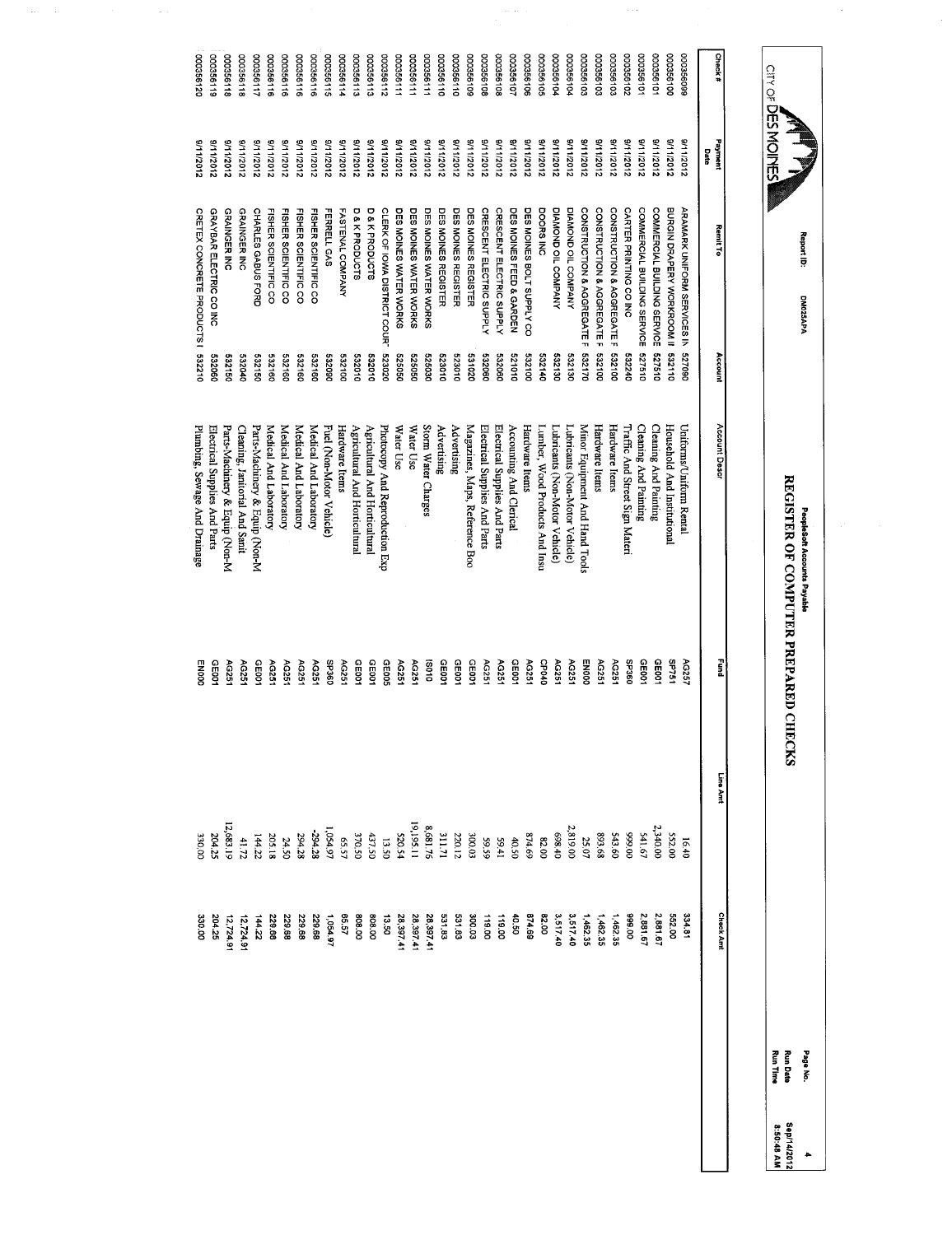# REGISTER OF COMPUTER PREPARED CHECKS

CITY OF DES MOINES

Report ID: DM025APA

PeopleSoft Accounts Payable

Run Date: Sep/14/2012
Run Time: 8:50:48 AM

| Check # | Payment Date | Remit To | Account | Account Descr | Fund | Line Amt | Check Amt |
|---|---|---|---|---|---|---|---|
| 000356099 | 9/11/2012 | ARAMARK UNIFORM SERVICES IN | 527090 | Uniforms/Uniform Rental | AG257 | 16.40 | 334.81 |
| 000356100 | 9/11/2012 | BURGIN DRAPERY WORKROOM II | 532110 | Household And Institutional | SP751 | 552.00 | 552.00 |
| 000356101 | 9/11/2012 | COMMERCIAL BUILDING SERVICE | 527510 | Cleaning And Painting | GE001 | 2,340.00 | 2,881.67 |
| 000356101 | 9/11/2012 | COMMERCIAL BUILDING SERVICE | 527510 | Cleaning And Painting | GE001 | 541.67 | 2,881.67 |
| 000356102 | 9/11/2012 | CARTER PRINTING CO INC | 532240 | Traffic And Street Sign Materi | SP360 | 999.00 | 999.00 |
| 000356103 | 9/11/2012 | CONSTRUCTION & AGGREGATE F | 532100 | Hardware Items | AG251 | 543.60 | 1,462.35 |
| 000356103 | 9/11/2012 | CONSTRUCTION & AGGREGATE F | 532100 | Hardware Items | AG251 | 893.68 | 1,462.35 |
| 000356103 | 9/11/2012 | CONSTRUCTION & AGGREGATE F | 532170 | Minor Equipment And Hand Tools | EN000 | 25.07 | 1,462.35 |
| 000356104 | 9/11/2012 | DIAMOND OIL COMPANY | 532130 | Lubricants (Non-Motor Vehicle) | AG251 | 2,819.00 | 3,517.40 |
| 000356104 | 9/11/2012 | DIAMOND OIL COMPANY | 532130 | Lubricants (Non-Motor Vehicle) | AG251 | 698.40 | 3,517.40 |
| 000356105 | 9/11/2012 | DOORS INC | 532140 | Lumber, Wood Products And Insu | CP040 | 82.00 | 82.00 |
| 000356106 | 9/11/2012 | DES MOINES BOLT SUPPLY CO | 532100 | Hardware Items | AG251 | 874.69 | 874.69 |
| 000356107 | 9/11/2012 | DES MOINES FEED & GARDEN | 521010 | Accounting And Clerical | GE001 | 40.50 | 40.50 |
| 000356108 | 9/11/2012 | CRESCENT ELECTRIC SUPPLY | 532060 | Electrical Supplies And Parts | AG251 | 59.41 | 119.00 |
| 000356108 | 9/11/2012 | CRESCENT ELECTRIC SUPPLY | 532060 | Electrical Supplies And Parts | AG251 | 59.59 | 119.00 |
| 000356109 | 9/11/2012 | DES MOINES REGISTER | 531020 | Magazines, Maps, Reference Boo | GE001 | 300.03 | 300.03 |
| 000356110 | 9/11/2012 | DES MOINES REGISTER | 523010 | Advertising | GE001 | 220.12 | 531.83 |
| 000356110 | 9/11/2012 | DES MOINES REGISTER | 523010 | Advertising | GE001 | 311.71 | 531.83 |
| 000356111 | 9/11/2012 | DES MOINES WATER WORKS | 525030 | Storm Water Charges | IS010 | 8,681.76 | 28,397.41 |
| 000356111 | 9/11/2012 | DES MOINES WATER WORKS | 525050 | Water Use | AG251 | 19,195.11 | 28,397.41 |
| 000356111 | 9/11/2012 | DES MOINES WATER WORKS | 525050 | Water Use | AG251 | 520.54 | 28,397.41 |
| 000356112 | 9/11/2012 | CLERK OF IOWA DISTRICT COUR | 523020 | Photocopy And Reproduction Exp | GE005 | 13.50 | 13.50 |
| 000356113 | 9/11/2012 | D & K PRODUCTS | 532010 | Agricultural And Horticultural | GE001 | 437.50 | 808.00 |
| 000356113 | 9/11/2012 | D & K PRODUCTS | 532010 | Agricultural And Horticultural | GE001 | 370.50 | 808.00 |
| 000356114 | 9/11/2012 | FASTENAL COMPANY | 532100 | Hardware Items | AG251 | 65.57 | 65.57 |
| 000356115 | 9/11/2012 | FERRELL GAS | 532090 | Fuel (Non-Motor Vehicle) | SP360 | 1,054.97 | 1,054.97 |
| 000356116 | 9/11/2012 | FISHER SCIENTIFIC CO | 532160 | Medical And Laboratory | AG251 | -294.28 | 229.68 |
| 000356116 | 9/11/2012 | FISHER SCIENTIFIC CO | 532160 | Medical And Laboratory | AG251 | 294.28 | 229.68 |
| 000356116 | 9/11/2012 | FISHER SCIENTIFIC CO | 532160 | Medical And Laboratory | AG251 | 24.50 | 229.68 |
| 000356116 | 9/11/2012 | FISHER SCIENTIFIC CO | 532160 | Medical And Laboratory | AG251 | 205.18 | 229.68 |
| 000356117 | 9/11/2012 | CHARLES GABUS FORD | 532150 | Parts-Machinery & Equip (Non-M | GE001 | 144.22 | 144.22 |
| 000356118 | 9/11/2012 | GRAINGER INC | 532040 | Cleaning, Janitorial And Sanit | AG251 | 41.72 | 12,724.91 |
| 000356118 | 9/11/2012 | GRAINGER INC | 532150 | Parts-Machinery & Equip (Non-M | AG251 | 12,683.19 | 12,724.91 |
| 000356119 | 9/11/2012 | GRAYBAR ELECTRIC CO INC | 532060 | Electrical Supplies And Parts | GE001 | 204.25 | 204.25 |
| 000356120 | 9/11/2012 | CRETEX CONCRETE PRODUCTS I | 532210 | Plumbing, Sewage And Drainage | EN000 | 330.00 | 330.00 |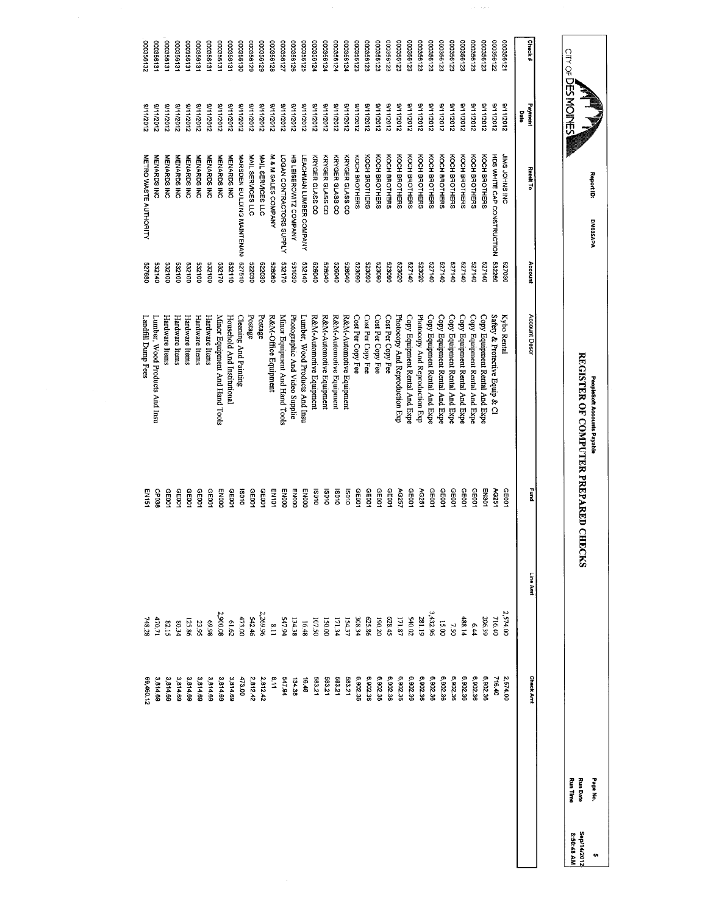# REGISTER OF COMPUTER PREPARED CHECKS

PeopleSoft Accounts Payable

Report ID: DM025APA

CITY OF DES MOINES

Run Date: Sep/14/2012
Run Time: 8:50:48 AM

| Check # | Payment Date | Remit To | Account | Account Descr | Fund | Line Amt | Check Amt |
|---|---|---|---|---|---|---|---|
| 000356121 | 9/11/2012 | JIMS JOHNS INC | 527030 | Kybo Rental | GE001 | 2,574.00 | 2,574.00 |
| 000356122 | 9/11/2012 | HDS WHITE CAP CONSTRUCTION | 532260 | Safety & Protective Equip & Cl | AG251 | 716.40 | 716.40 |
| 000356123 | 9/11/2012 | KOCH BROTHERS | 527140 | Copy Equipment Rental And Expe | EN301 | 206.39 | 6,902.36 |
| 000356123 | 9/11/2012 | KOCH BROTHERS | 527140 | Copy Equipment Rental And Expe | GE001 | 6.44 | 6,902.36 |
| 000356123 | 9/11/2012 | KOCH BROTHERS | 527140 | Copy Equipment Rental And Expe | GE001 | 488.14 | 6,902.36 |
| 000356123 | 9/11/2012 | KOCH BROTHERS | 527140 | Copy Equipment Rental And Expe | GE001 | 7.50 | 6,902.36 |
| 000356123 | 9/11/2012 | KOCH BROTHERS | 527140 | Copy Equipment Rental And Expe | GE001 | 15.00 | 6,902.36 |
| 000356123 | 9/11/2012 | KOCH BROTHERS | 527140 | Copy Equipment Rental And Expe | GE001 | 3,432.96 | 6,902.36 |
| 000356123 | 9/11/2012 | KOCH BROTHERS | 523020 | Photocopy And Reproduction Exp | AG251 | 281.19 | 6,902.36 |
| 000356123 | 9/11/2012 | KOCH BROTHERS | 527140 | Copy Equipment Rental And Expe | GE001 | 540.02 | 6,902.36 |
| 000356123 | 9/11/2012 | KOCH BROTHERS | 523020 | Photocopy And Reproduction Exp | AG257 | 171.87 | 6,902.36 |
| 000356123 | 9/11/2012 | KOCH BROTHERS | 523090 | Cost Per Copy Fee | GE001 | 628.45 | 6,902.36 |
| 000356123 | 9/11/2012 | KOCH BROTHERS | 523090 | Cost Per Copy Fee | GE001 | 190.20 | 6,902.36 |
| 000356123 | 9/11/2012 | KOCH BROTHERS | 523090 | Cost Per Copy Fee | GE001 | 625.86 | 6,902.36 |
| 000356123 | 9/11/2012 | KOCH BROTHERS | 523090 | Cost Per Copy Fee | GE001 | 308.34 | 6,902.36 |
| 000356124 | 9/11/2012 | KRYGER GLASS CO | 526040 | R&M-Automotive Equipment | IS010 | 154.37 | 583.21 |
| 000356124 | 9/11/2012 | KRYGER GLASS CO | 526040 | R&M-Automotive Equipment | IS010 | 171.34 | 583.21 |
| 000356124 | 9/11/2012 | KRYGER GLASS CO | 526040 | R&M-Automotive Equipment | IS010 | 150.00 | 583.21 |
| 000356124 | 9/11/2012 | KRYGER GLASS CO | 526040 | R&M-Automotive Equipment | IS010 | 107.50 | 583.21 |
| 000356125 | 9/11/2012 | LEACHMAN LUMBER COMPANY | 532140 | Lumber, Wood Products And Insu | EN000 | 16.48 | 16.48 |
| 000356126 | 9/11/2012 | HB LEISEROWITZ COMPANY | 531030 | Photographic And Video Supplie | EN000 | 134.38 | 134.38 |
| 000356127 | 9/11/2012 | LOGAN CONTRACTORS SUPPLY | 532170 | Minor Equipment And Hand Tools | EN000 | 547.94 | 547.94 |
| 000356128 | 9/11/2012 | M & M SALES COMPANY | 526060 | R&M-Office Equipment | EN101 | 8.11 | 8.11 |
| 000356129 | 9/11/2012 | MAIL SERVICES LLC | 522030 | Postage | GE001 | 2,269.96 | 2,812.42 |
| 000356129 | 9/11/2012 | MAIL SERVICES LLC | 522030 | Postage | GE001 | 542.46 | 2,812.42 |
| 000356130 | 9/11/2012 | MARSDEN BUILDING MAINTENAN | 527510 | Cleaning And Painting | IS010 | 473.00 | 473.00 |
| 000356131 | 9/11/2012 | MENARDS INC | 532110 | Household And Institutional | GE001 | 61.62 | 3,814.69 |
| 000356131 | 9/11/2012 | MENARDS INC | 532170 | Minor Equipment And Hand Tools | EN000 | 2,900.08 | 3,814.69 |
| 000356131 | 9/11/2012 | MENARDS INC | 532100 | Hardware Items | GE001 | 69.98 | 3,814.69 |
| 000356131 | 9/11/2012 | MENARDS INC | 532100 | Hardware Items | GE001 | 23.95 | 3,814.69 |
| 000356131 | 9/11/2012 | MENARDS INC | 532100 | Hardware Items | GE001 | 125.86 | 3,814.69 |
| 000356131 | 9/11/2012 | MENARDS INC | 532100 | Hardware Items | GE001 | 80.34 | 3,814.69 |
| 000356131 | 9/11/2012 | MENARDS INC | 532100 | Hardware Items | GE001 | 82.15 | 3,814.69 |
| 000356131 | 9/11/2012 | MENARDS INC | 532140 | Lumber, Wood Products And Insu | CP038 | 470.71 | 3,814.69 |
| 000356132 | 9/11/2012 | METRO WASTE AUTHORITY | 527680 | Landfill Dump Fees | EN151 | 748.28 | 69,460.12 |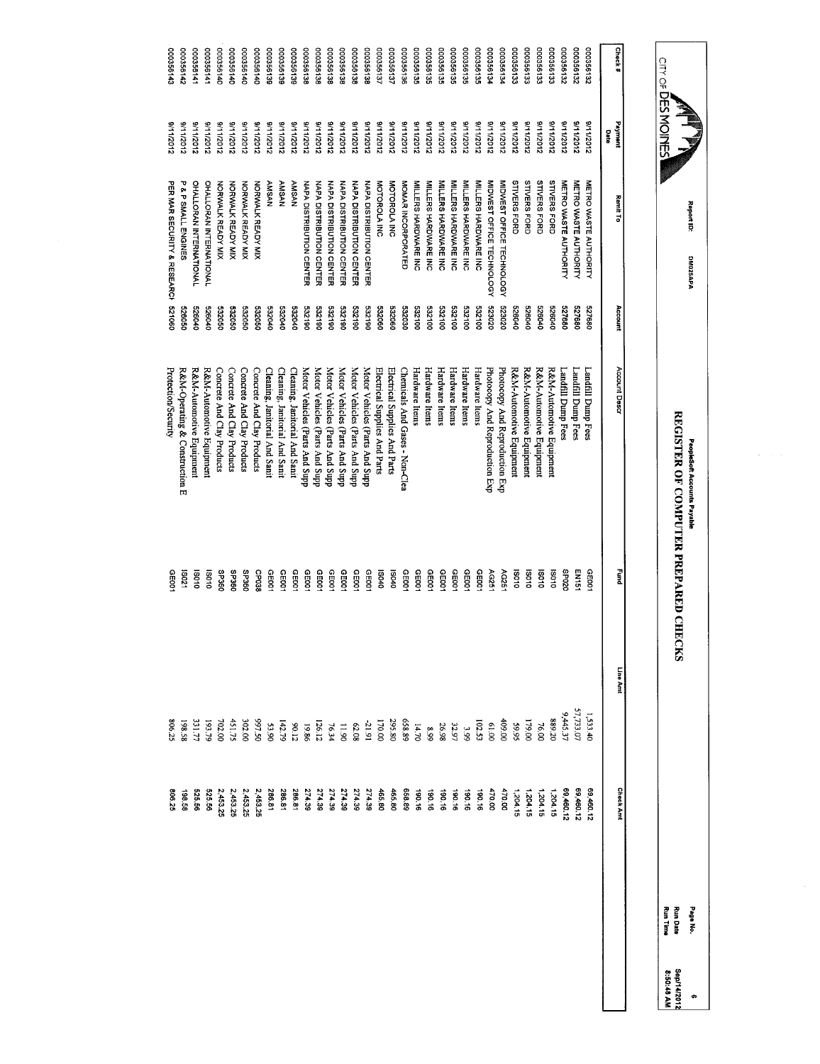# REGISTER OF COMPUTER PREPARED CHECKS

CITY OF DES MOINES

Report ID: DM025APA

PeopleSoft Accounts Payable

Run Date: Sep/14/2012
Run Time: 8:50:48 AM

| Check # | Payment Date | Remit To | Account | Account Descr | Fund | Line Amt | Check Amt |
|---|---|---|---|---|---|---|---|
| 000356132 | 9/11/2012 | METRO WASTE AUTHORITY | 527660 | Landfill Dump Fees | GE001 | 1,533.40 | 69,460.12 |
| 000356132 | 9/11/2012 | METRO WASTE AUTHORITY | 527660 | Landfill Dump Fees | EN151 | 57,733.07 | 69,460.12 |
| 000356132 | 9/11/2012 | METRO WASTE AUTHORITY | 527660 | Landfill Dump Fees | SP020 | 9,445.37 | 69,460.12 |
| 000356133 | 9/11/2012 | STIVERS FORD | 526040 | R&M-Automotive Equipment | IS010 | 889.20 | 1,204.15 |
| 000356133 | 9/11/2012 | STIVERS FORD | 526040 | R&M-Automotive Equipment | IS010 | 76.00 | 1,204.15 |
| 000356133 | 9/11/2012 | STIVERS FORD | 526040 | R&M-Automotive Equipment | IS010 | 179.00 | 1,204.15 |
| 000356133 | 9/11/2012 | STIVERS FORD | 526040 | R&M-Automotive Equipment | IS010 | 59.95 | 1,204.15 |
| 000356134 | 9/11/2012 | MIDWEST OFFICE TECHNOLOGY | 523020 | Photocopy And Reproduction Exp | AG251 | 409.00 | 470.00 |
| 000356134 | 9/11/2012 | MIDWEST OFFICE TECHNOLOGY | 523020 | Photocopy And Reproduction Exp | AG251 | 61.00 | 470.00 |
| 000356135 | 9/11/2012 | MILLERS HARDWARE INC | 532100 | Hardware Items | GE001 | 102.53 | 190.16 |
| 000356135 | 9/11/2012 | MILLERS HARDWARE INC | 532100 | Hardware Items | GE001 | 3.99 | 190.16 |
| 000356135 | 9/11/2012 | MILLERS HARDWARE INC | 532100 | Hardware Items | GE001 | 32.97 | 190.16 |
| 000356135 | 9/11/2012 | MILLERS HARDWARE INC | 532100 | Hardware Items | GE001 | 26.98 | 190.16 |
| 000356135 | 9/11/2012 | MILLERS HARDWARE INC | 532100 | Hardware Items | GE001 | 8.99 | 190.16 |
| 000356135 | 9/11/2012 | MILLERS HARDWARE INC | 532100 | Hardware Items | GE001 | 14.70 | 190.16 |
| 000356136 | 9/11/2012 | MOMAR INCORPORATED | 532030 | Chemicals And Gases - Non-Clea | GE001 | 658.89 | 658.89 |
| 000356137 | 9/11/2012 | MOTOROLA INC | 532060 | Electrical Supplies And Parts | IS040 | 295.80 | 465.80 |
| 000356137 | 9/11/2012 | MOTOROLA INC | 532060 | Electrical Supplies And Parts | IS040 | 170.00 | 465.80 |
| 000356138 | 9/11/2012 | NAPA DISTRIBUTION CENTER | 532190 | Motor Vehicles (Parts And Supp | GE001 | -21.91 | 274.39 |
| 000356138 | 9/11/2012 | NAPA DISTRIBUTION CENTER | 532190 | Motor Vehicles (Parts And Supp | GE001 | 62.08 | 274.39 |
| 000356138 | 9/11/2012 | NAPA DISTRIBUTION CENTER | 532190 | Motor Vehicles (Parts And Supp | GE001 | 11.90 | 274.39 |
| 000356138 | 9/11/2012 | NAPA DISTRIBUTION CENTER | 532190 | Motor Vehicles (Parts And Supp | GE001 | 76.34 | 274.39 |
| 000356138 | 9/11/2012 | NAPA DISTRIBUTION CENTER | 532190 | Motor Vehicles (Parts And Supp | GE001 | 126.12 | 274.39 |
| 000356138 | 9/11/2012 | NAPA DISTRIBUTION CENTER | 532190 | Motor Vehicles (Parts And Supp | GE001 | 19.86 | 274.39 |
| 000356139 | 9/11/2012 | AMSAN | 532040 | Cleaning, Janitorial And Sanit | GE001 | 90.12 | 286.81 |
| 000356139 | 9/11/2012 | AMSAN | 532040 | Cleaning, Janitorial And Sanit | GE001 | 142.79 | 286.81 |
| 000356139 | 9/11/2012 | AMSAN | 532040 | Cleaning, Janitorial And Sanit | GE001 | 53.90 | 286.81 |
| 000356140 | 9/11/2012 | NORWALK READY MIX | 532050 | Concrete And Clay Products | CP038 | 997.50 | 2,453.25 |
| 000356140 | 9/11/2012 | NORWALK READY MIX | 532050 | Concrete And Clay Products | SP360 | 302.00 | 2,453.25 |
| 000356140 | 9/11/2012 | NORWALK READY MIX | 532050 | Concrete And Clay Products | SP360 | 451.75 | 2,453.25 |
| 000356140 | 9/11/2012 | NORWALK READY MIX | 532050 | Concrete And Clay Products | SP360 | 702.00 | 2,453.25 |
| 000356141 | 9/11/2012 | OHALLORAN INTERNATIONAL | 526040 | R&M-Automotive Equipment | IS010 | 193.79 | 525.56 |
| 000356141 | 9/11/2012 | OHALLORAN INTERNATIONAL | 526040 | R&M-Automotive Equipment | IS010 | 331.77 | 525.56 |
| 000356142 | 9/11/2012 | P & P SMALL ENGINES | 526050 | R&M-Operating & Construction E | IS021 | 198.58 | 198.58 |
| 000356143 | 9/11/2012 | PER MAR SECURITY & RESEARCH | 521060 | Protection/Security | GE001 | 806.25 | 806.25 |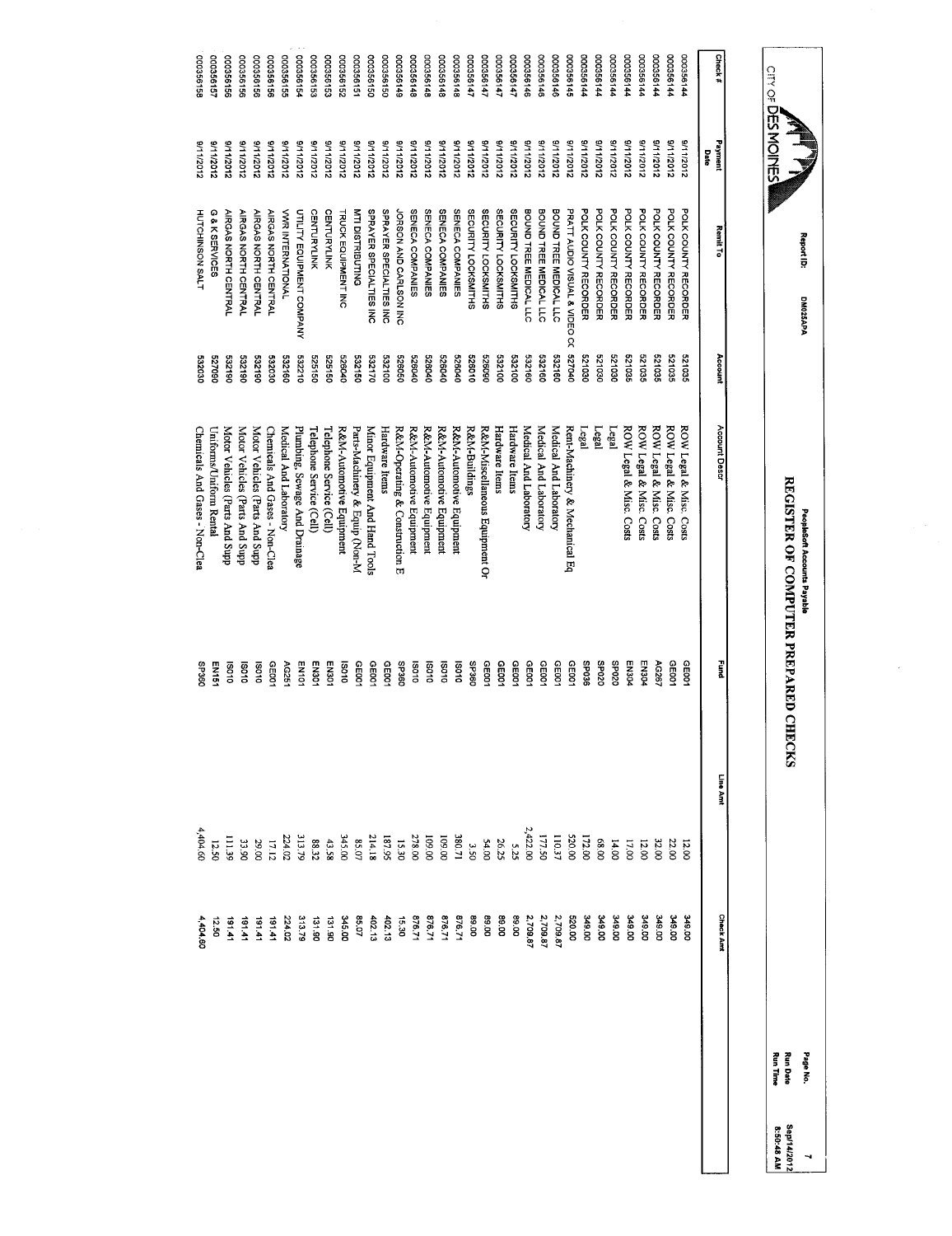CITY OF DES MOINES

Report ID: DM025APA

PeopleSoft Accounts Payable

# REGISTER OF COMPUTER PREPARED CHECKS

Run Date: Sep/14/2012
Run Time: 8:50:48 AM

| Check # | Payment Date | Remit To | Account | Account Descr | Fund | Line Amt | Check Amt |
|---|---|---|---|---|---|---|---|
| 000356144 | 9/11/2012 | POLK COUNTY RECORDER | 521035 | ROW Legal & Misc. Costs | GE001 | 12.00 | 349.00 |
| 000356144 | 9/11/2012 | POLK COUNTY RECORDER | 521035 | ROW Legal & Misc. Costs | GE001 | 22.00 | 349.00 |
| 000356144 | 9/11/2012 | POLK COUNTY RECORDER | 521035 | ROW Legal & Misc. Costs | AG267 | 32.00 | 349.00 |
| 000356144 | 9/11/2012 | POLK COUNTY RECORDER | 521035 | ROW Legal & Misc. Costs | EN304 | 12.00 | 349.00 |
| 000356144 | 9/11/2012 | POLK COUNTY RECORDER | 521035 | ROW Legal & Misc. Costs | EN304 | 17.00 | 349.00 |
| 000356144 | 9/11/2012 | POLK COUNTY RECORDER | 521030 | Legal | SP020 | 14.00 | 349.00 |
| 000356144 | 9/11/2012 | POLK COUNTY RECORDER | 521030 | Legal | SP020 | 68.00 | 349.00 |
| 000356144 | 9/11/2012 | POLK COUNTY RECORDER | 521030 | Legal | SP036 | 172.00 | 349.00 |
| 000356145 | 9/11/2012 | PRATT AUDIO VISUAL & VIDEO CC | 527040 | Rent-Machinery & Mechanical Eq | GE001 | 520.00 | 520.00 |
| 000356146 | 9/11/2012 | BOUND TREE MEDICAL LLC | 532160 | Medical And Laboratory | GE001 | 110.37 | 2,709.87 |
| 000356146 | 9/11/2012 | BOUND TREE MEDICAL LLC | 532160 | Medical And Laboratory | GE001 | 177.50 | 2,709.87 |
| 000356146 | 9/11/2012 | BOUND TREE MEDICAL LLC | 532160 | Medical And Laboratory | GE001 | 2,422.00 | 2,709.87 |
| 000356147 | 9/11/2012 | SECURITY LOCKSMITHS | 532100 | Hardware Items | GE001 | 5.25 | 89.00 |
| 000356147 | 9/11/2012 | SECURITY LOCKSMITHS | 532100 | Hardware Items | GE001 | 26.25 | 89.00 |
| 000356147 | 9/11/2012 | SECURITY LOCKSMITHS | 526090 | R&M-Miscellaneous Equipment Or | GE001 | 54.00 | 89.00 |
| 000356147 | 9/11/2012 | SECURITY LOCKSMITHS | 526010 | R&M-Buildings | SP360 | 3.50 | 89.00 |
| 000356148 | 9/11/2012 | SENECA COMPANIES | 526040 | R&M-Automotive Equipment | IS010 | 380.71 | 876.71 |
| 000356148 | 9/11/2012 | SENECA COMPANIES | 526040 | R&M-Automotive Equipment | IS010 | 109.00 | 876.71 |
| 000356148 | 9/11/2012 | SENECA COMPANIES | 526040 | R&M-Automotive Equipment | IS010 | 109.00 | 876.71 |
| 000356148 | 9/11/2012 | SENECA COMPANIES | 526040 | R&M-Automotive Equipment | IS010 | 278.00 | 876.71 |
| 000356149 | 9/11/2012 | JORSON AND CARLSON INC | 526050 | R&M-Operating & Construction E | SP360 | 15.30 | 15.30 |
| 000356150 | 9/11/2012 | SPRAYER SPECIALTIES INC | 532100 | Hardware Items | GE001 | 187.95 | 402.13 |
| 000356150 | 9/11/2012 | SPRAYER SPECIALTIES INC | 532170 | Minor Equipment And Hand Tools | GE001 | 214.18 | 402.13 |
| 000356151 | 9/11/2012 | MTI DISTRIBUTING | 532150 | Parts-Machinery & Equip (Non-M | GE001 | 85.07 | 85.07 |
| 000356152 | 9/11/2012 | TRUCK EQUIPMENT INC | 526040 | R&M-Automotive Equipment | IS010 | 345.00 | 345.00 |
| 000356153 | 9/11/2012 | CENTURYLINK | 525150 | Telephone Service (Cell) | EN301 | 43.58 | 131.90 |
| 000356153 | 9/11/2012 | CENTURYLINK | 525150 | Telephone Service (Cell) | EN301 | 88.32 | 131.90 |
| 000356154 | 9/11/2012 | UTILITY EQUIPMENT COMPANY | 532210 | Plumbing, Sewage And Drainage | EN101 | 313.79 | 313.79 |
| 000356155 | 9/11/2012 | VWR INTERNATIONAL | 532160 | Medical And Laboratory | AG251 | 224.02 | 224.02 |
| 000356156 | 9/11/2012 | AIRGAS NORTH CENTRAL | 532030 | Chemicals And Gases - Non-Clea | GE001 | 17.12 | 191.41 |
| 000356156 | 9/11/2012 | AIRGAS NORTH CENTRAL | 532190 | Motor Vehicles (Parts And Supp | IS010 | 29.00 | 191.41 |
| 000356156 | 9/11/2012 | AIRGAS NORTH CENTRAL | 532190 | Motor Vehicles (Parts And Supp | IS010 | 33.90 | 191.41 |
| 000356156 | 9/11/2012 | AIRGAS NORTH CENTRAL | 532190 | Motor Vehicles (Parts And Supp | IS010 | 111.39 | 191.41 |
| 000356157 | 9/11/2012 | G & K SERVICES | 527090 | Uniforms/Uniform Rental | EN151 | 12.50 | 12.50 |
| 000356158 | 9/11/2012 | HUTCHINSON SALT | 532030 | Chemicals And Gases - Non-Clea | SP360 | 4,404.60 | 4,404.60 |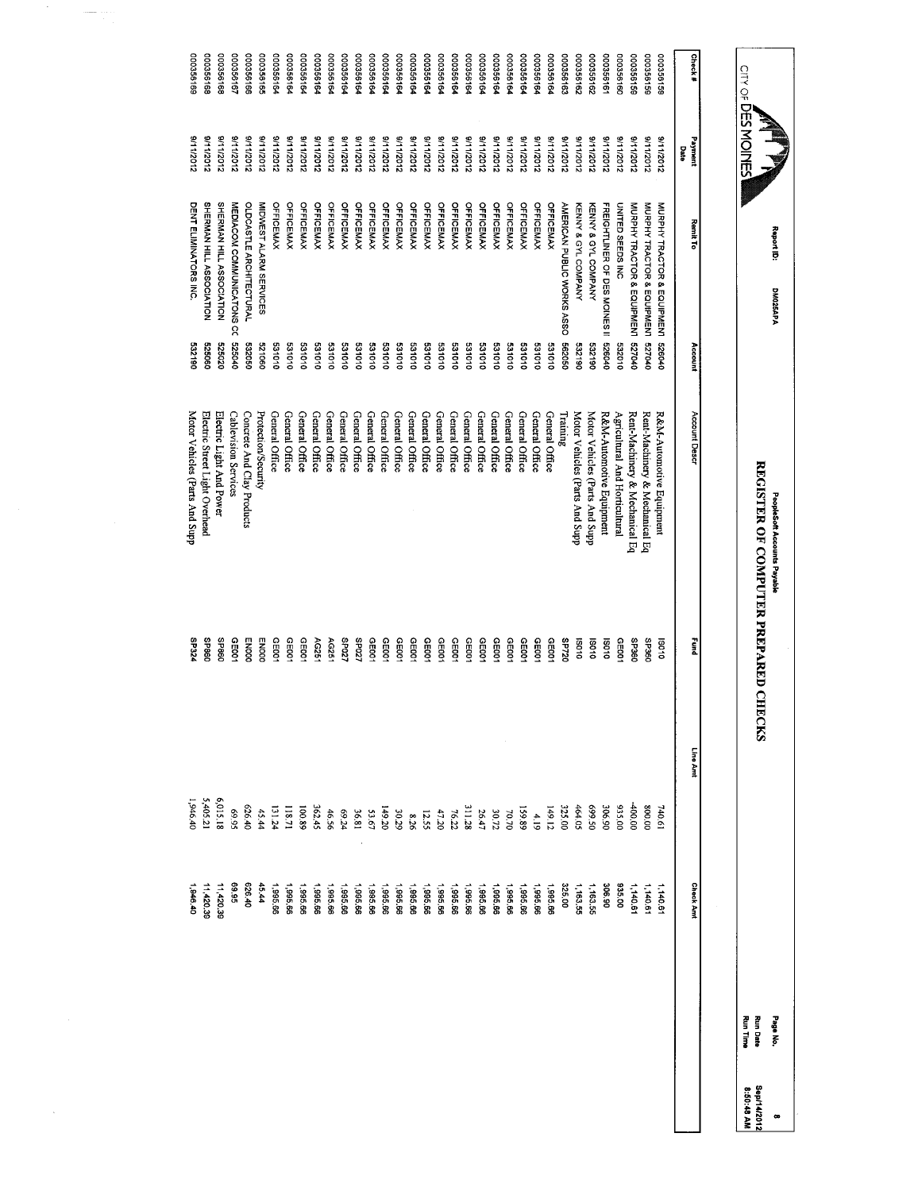CITY OF DES MOINES

Report ID: DM025APA

# PeopleSoft Accounts Payable

## REGISTER OF COMPUTER PREPARED CHECKS

Run Date: Sep/14/2012
Run Time: 8:50:48 AM

| Check # | Payment Date | Remit To | Account | Account Descr | Fund | Line Amt | Check Amt |
|---|---|---|---|---|---|---|---|
| 000356159 | 9/11/2012 | MURPHY TRACTOR & EQUIPMENT | 526040 | R&M-Automotive Equipment | IS010 | 740.61 | 1,140.61 |
| 000356159 | 9/11/2012 | MURPHY TRACTOR & EQUIPMENT | 527040 | Rent-Machinery & Mechanical Eq | SP360 | 800.00 | 1,140.61 |
| 000356159 | 9/11/2012 | MURPHY TRACTOR & EQUIPMENT | 527040 | Rent-Machinery & Mechanical Eq | SP360 | -400.00 | 1,140.61 |
| 000356160 | 9/11/2012 | UNITED SEEDS INC | 532010 | Agricultural And Horticultural | GE001 | 935.00 | 935.00 |
| 000356161 | 9/11/2012 | FREIGHTLINER OF DES MOINES II | 526040 | R&M-Automotive Equipment | IS010 | 306.90 | 306.90 |
| 000356162 | 9/11/2012 | KENNY & GYL COMPANY | 532190 | Motor Vehicles (Parts And Supp | IS010 | 699.50 | 1,163.55 |
| 000356162 | 9/11/2012 | KENNY & GYL COMPANY | 532190 | Motor Vehicles (Parts And Supp | IS010 | 464.05 | 1,163.55 |
| 000356163 | 9/11/2012 | AMERICAN PUBLIC WORKS ASSO | 562050 | Training | SP720 | 325.00 | 325.00 |
| 000356164 | 9/11/2012 | OFFICEMAX | 531010 | General Office | GE001 | 149.12 | 1,995.66 |
| 000356164 | 9/11/2012 | OFFICEMAX | 531010 | General Office | GE001 | 4.19 | 1,995.66 |
| 000356164 | 9/11/2012 | OFFICEMAX | 531010 | General Office | GE001 | 159.89 | 1,995.66 |
| 000356164 | 9/11/2012 | OFFICEMAX | 531010 | General Office | GE001 | 70.70 | 1,995.66 |
| 000356164 | 9/11/2012 | OFFICEMAX | 531010 | General Office | GE001 | 30.72 | 1,995.66 |
| 000356164 | 9/11/2012 | OFFICEMAX | 531010 | General Office | GE001 | 26.47 | 1,995.66 |
| 000356164 | 9/11/2012 | OFFICEMAX | 531010 | General Office | GE001 | 311.28 | 1,995.66 |
| 000356164 | 9/11/2012 | OFFICEMAX | 531010 | General Office | GE001 | 76.22 | 1,995.66 |
| 000356164 | 9/11/2012 | OFFICEMAX | 531010 | General Office | GE001 | 47.20 | 1,995.66 |
| 000356164 | 9/11/2012 | OFFICEMAX | 531010 | General Office | GE001 | 12.55 | 1,995.66 |
| 000356164 | 9/11/2012 | OFFICEMAX | 531010 | General Office | GE001 | 8.26 | 1,995.66 |
| 000356164 | 9/11/2012 | OFFICEMAX | 531010 | General Office | GE001 | 30.29 | 1,995.66 |
| 000356164 | 9/11/2012 | OFFICEMAX | 531010 | General Office | GE001 | 149.20 | 1,995.66 |
| 000356164 | 9/11/2012 | OFFICEMAX | 531010 | General Office | GE001 | 53.67 | 1,995.66 |
| 000356164 | 9/11/2012 | OFFICEMAX | 531010 | General Office | SP027 | 36.81 | 1,995.66 |
| 000356164 | 9/11/2012 | OFFICEMAX | 531010 | General Office | AG251 | 69.24 | 1,995.66 |
| 000356164 | 9/11/2012 | OFFICEMAX | 531010 | General Office | AG251 | 46.56 | 1,995.66 |
| 000356164 | 9/11/2012 | OFFICEMAX | 531010 | General Office | GE001 | 362.45 | 1,995.66 |
| 000356164 | 9/11/2012 | OFFICEMAX | 531010 | General Office | GE001 | 100.89 | 1,995.66 |
| 000356164 | 9/11/2012 | OFFICEMAX | 531010 | General Office | GE001 | 118.71 | 1,995.66 |
| 000356164 | 9/11/2012 | OFFICEMAX | 531010 | General Office | GE001 | 131.24 | 1,995.66 |
| 000356165 | 9/11/2012 | MIDWEST ALARM SERVICES | 521060 | Protection/Security | EN000 | 45.44 | 45.44 |
| 000356166 | 9/11/2012 | OLDCASTLE ARCHITECTURAL | 532050 | Concrete And Clay Products | EN000 | 626.40 | 626.40 |
| 000356167 | 9/11/2012 | MEDIACOM COMMUNICATONS CC | 525040 | Cablevision Services | GE001 | 69.95 | 69.95 |
| 000356168 | 9/11/2012 | SHERMAN HILL ASSOCIATION | 525020 | Electric Light And Power | SP860 | 6,015.18 | 11,420.39 |
| 000356168 | 9/11/2012 | SHERMAN HILL ASSOCIATION | 525060 | Electric Street Light Overhead | SP860 | 5,405.21 | 11,420.39 |
| 000356169 | 9/11/2012 | DENT ELIMINATORS INC. | 532190 | Motor Vehicles (Parts And Supp | SP324 | 1,946.40 | 1,946.40 |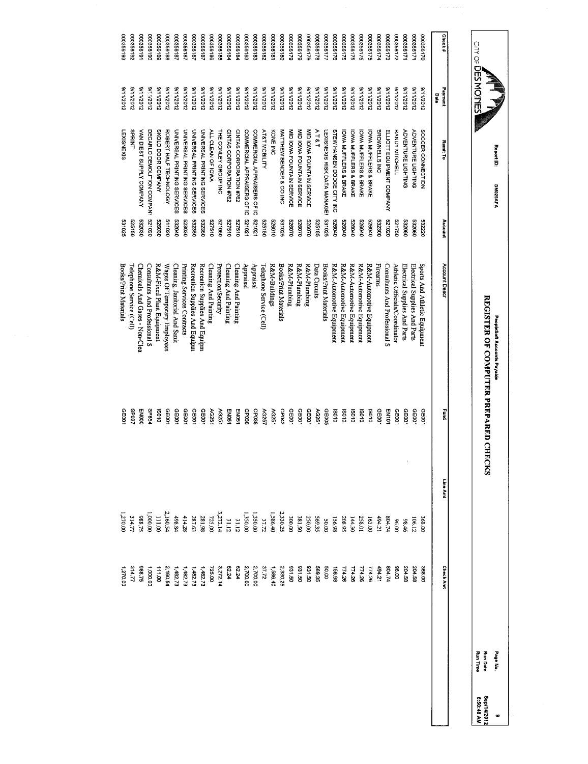# REGISTER OF COMPUTER PREPARED CHECKS

CITY OF DES MOINES

Report ID: DM025APA

PeopleSoft Accounts Payable

Run Date: Sep/14/2012
Run Time: 8:50:48 AM

| Check # | Payment Date | Remit To | Account | Account Descr | Fund | Line Amt | Check Amt |
|---|---|---|---|---|---|---|---|
| 000356170 | 9/11/2012 | SOCCER CONNECTION | 532220 | Sports And Athletic Equipment | GE001 | 368.00 | 368.00 |
| 000356171 | 9/11/2012 | ADVENTURE LIGHTING | 532060 | Electrical Supplies And Parts | GE001 | 106.12 | 204.58 |
| 000356171 | 9/11/2012 | ADVENTURE LIGHTING | 532060 | Electrical Supplies And Parts | GE001 | 98.46 | 204.58 |
| 000356172 | 9/11/2012 | RANDY MITCHELL | 521750 | Athletic Officials/Coordinator | GE001 | 96.00 | 96.00 |
| 000356173 | 9/11/2012 | ELLIOTT EQUIPMENT COMPANY | 521020 | Consultants And Professional S | EN101 | 804.74 | 804.74 |
| 000356174 | 9/11/2012 | BROWNELLS INC | 532300 | Firearms | GE001 | 494.21 | 494.21 |
| 000356175 | 9/11/2012 | IOWA MUFFLERS & BRAKE | 526040 | R&M-Automotive Equipment | IS010 | 163.00 | 774.26 |
| 000356175 | 9/11/2012 | IOWA MUFFLERS & BRAKE | 526040 | R&M-Automotive Equipment | IS010 | 258.01 | 774.26 |
| 000356175 | 9/11/2012 | IOWA MUFFLERS & BRAKE | 526040 | R&M-Automotive Equipment | IS010 | 144.30 | 774.26 |
| 000356175 | 9/11/2012 | IOWA MUFFLERS & BRAKE | 526040 | R&M-Automotive Equipment | IS010 | 208.95 | 774.26 |
| 000356176 | 9/11/2012 | STEW HANSEN DODGE CITY INC | 526040 | R&M-Automotive Equipment | IS010 | 156.98 | 156.98 |
| 000356177 | 9/11/2012 | LEXISNEXIS RISK DATA MANAGE | 531025 | Books/Print Materials | GE005 | 50.00 | 50.00 |
| 000356178 | 9/11/2012 | A T & T | 525165 | Data Circuits | AG251 | 569.35 | 569.35 |
| 000356179 | 9/11/2012 | MID IOWA FOUNTAIN SERVICE | 526070 | R&M-Plumbing | GE001 | 250.00 | 931.50 |
| 000356179 | 9/11/2012 | MID IOWA FOUNTAIN SERVICE | 526070 | R&M-Plumbing | GE001 | 381.50 | 931.50 |
| 000356179 | 9/11/2012 | MID IOWA FOUNTAIN SERVICE | 526070 | R&M-Plumbing | GE001 | 300.00 | 931.50 |
| 000356180 | 9/11/2012 | MATTHEW BENDER & CO INC | 531025 | Books/Print Materials | CP042 | 2,330.25 | 2,330.25 |
| 000356181 | 9/11/2012 | KONE INC | 526010 | R&M-Buildings | AG251 | 1,586.40 | 1,586.40 |
| 000356182 | 9/11/2012 | AT&T MOBILITY | 525150 | Telephone Service (Cell) | AG257 | 37.72 | 37.72 |
| 000356183 | 9/11/2012 | COMMERCIAL APPRAISERS OF IC | 521021 | Appraisal | CP038 | 1,350.00 | 2,700.00 |
| 000356183 | 9/11/2012 | COMMERCIAL APPRAISERS OF IC | 521021 | Appraisal | CP038 | 1,350.00 | 2,700.00 |
| 000356184 | 9/11/2012 | CINTAS CORPORATION #762 | 527510 | Cleaning And Painting | EN051 | 31.12 | 62.24 |
| 000356184 | 9/11/2012 | CINTAS CORPORATION #762 | 527510 | Cleaning And Painting | EN051 | 31.12 | 62.24 |
| 000356185 | 9/11/2012 | THE CONLEY GROUP INC | 521060 | Protection/Security | AG251 | 3,272.14 | 3,272.14 |
| 000356186 | 9/11/2012 | ALL CLEAN OF IOWA | 527510 | Cleaning And Painting | AG251 | 725.00 | 725.00 |
| 000356187 | 9/11/2012 | UNIVERSAL PRINTING SERVICES | 532250 | Recreation Supplies And Equipm | GE001 | 281.98 | 1,482.73 |
| 000356187 | 9/11/2012 | UNIVERSAL PRINTING SERVICES | 532250 | Recreation Supplies And Equipm | GE001 | 287.63 | 1,482.73 |
| 000356187 | 9/11/2012 | UNIVERSAL PRINTING SERVICES | 523030 | Printing Services Contracts | GE001 | 414.28 | 1,482.73 |
| 000356187 | 9/11/2012 | UNIVERSAL PRINTING SERVICES | 532040 | Cleaning, Janitorial And Sanit | GE001 | 498.84 | 1,482.73 |
| 000356188 | 9/11/2012 | ROBERT HALF TECHNOLOGY | 511020 | Wages Of Temporary Employees | GE001 | 2,160.54 | 2,160.54 |
| 000356189 | 9/11/2012 | SKOLD DOOR COMPANY | 526030 | R&M-Fixed Plant Equipment | IS010 | 111.00 | 111.00 |
| 000356190 | 9/11/2012 | DECARLO DEMOLITION COMPAN | 521020 | Consultants And Professional S | SP854 | 1,000.00 | 1,000.00 |
| 000356191 | 9/11/2012 | VAN DIEST SUPPLY COMPANY | 532030 | Chemicals And Gases - Non-Clea | EN000 | 988.75 | 988.75 |
| 000356192 | 9/11/2012 | SPRINT | 525150 | Telephone Service (Cell) | SP027 | 314.77 | 314.77 |
| 000356193 | 9/11/2012 | LEXISNEXIS | 531025 | Books/Print Materials | GE001 | 1,270.00 | 1,270.00 |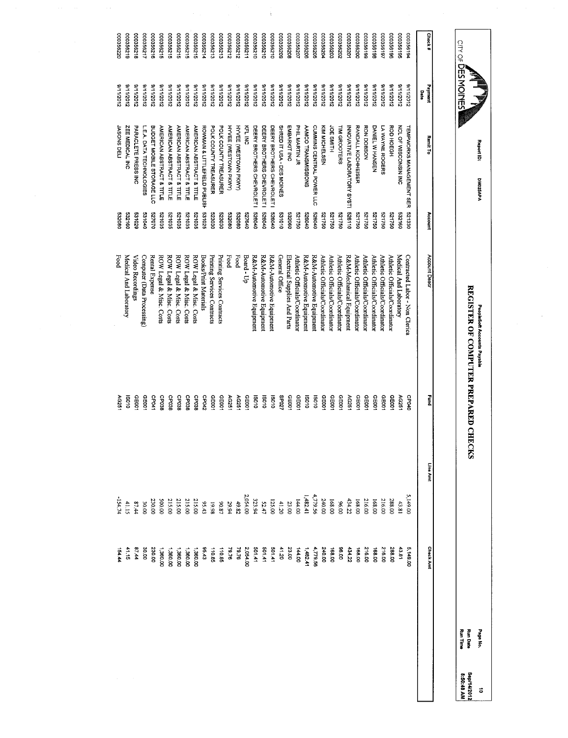CITY OF DES MOINES

Report ID: DM025APA

PeopleSoft Accounts Payable

# REGISTER OF COMPUTER PREPARED CHECKS

Page No. 10
Run Date Sep/14/2012
Run Time 8:50:48 AM

| Check # | Payment Date | Remit To | Account | Account Descr | Fund | Line Amt | Check Amt |
|---|---|---|---|---|---|---|---|
| 000356194 | 9/11/2012 | TEMPWORKS MANAGEMENT SER | 521330 | Contracted Labor - Non Clerica | CP040 | 5,149.00 | 5,149.00 |
| 000356195 | 9/11/2012 | NCL OF WISCONSIN INC | 532160 | Medical And Laboratory | AG251 | 43.81 | 43.81 |
| 000356196 | 9/11/2012 | ROD HOEGH | 521750 | Athletic Officials/Coordinator | GE001 | 288.00 | 288.00 |
| 000356197 | 9/11/2012 | LA WAYNE ROGERS | 521750 | Athletic Officials/Coordinator | GE001 | 216.00 | 216.00 |
| 000356198 | 9/11/2012 | DANIEL W HANSEN | 521750 | Athletic Officials/Coordinator | GE001 | 168.00 | 168.00 |
| 000356199 | 9/11/2012 | RON DOBSON | 521750 | Athletic Officials/Coordinator | GE001 | 216.00 | 216.00 |
| 000356200 | 9/11/2012 | RANDALL KOCHHEISER | 521750 | Athletic Officials/Coordinator | GE001 | 168.00 | 168.00 |
| 000356201 | 9/11/2012 | INNOVATIVE LABORATORY SYSTI | 526110 | R&M-Mechanical Equipment | AG251 | 434.22 | 434.22 |
| 000356202 | 9/11/2012 | TIM GROOTERS | 521750 | Athletic Officials/Coordinator | GE001 | 96.00 | 96.00 |
| 000356203 | 9/11/2012 | JOE SMITH | 521750 | Athletic Officials/Coordinator | GE001 | 168.00 | 168.00 |
| 000356204 | 9/11/2012 | KIM MICHELSEN | 521750 | Athletic Officials/Coordinator | GE001 | 240.00 | 240.00 |
| 000356205 | 9/11/2012 | CUMMINS CENTRAL POWER LLC | 526040 | R&M-Automotive Equipment | IS010 | 4,779.56 | 4,779.56 |
| 000356206 | 9/11/2012 | AAMCO TRANSMISSIONS | 526040 | R&M-Automotive Equipment | IS010 | 1,482.41 | 1,482.41 |
| 000356207 | 9/11/2012 | PHIL MARTIN JR | 521750 | Athletic Officials/Coordinator | GE001 | 144.00 | 144.00 |
| 000356208 | 9/11/2012 | EMBARKIT INC | 532060 | Electrical Supplies And Parts | GE001 | 23.00 | 23.00 |
| 000356209 | 9/11/2012 | SHRED IT USA - DES MOINES | 531010 | General Office | SP027 | 41.20 | 41.20 |
| 000356210 | 9/11/2012 | DEERY BROTHERS CHEVROLET I | 526040 | R&M-Automotive Equipment | IS010 | 125.00 | 501.41 |
| 000356210 | 9/11/2012 | DEERY BROTHERS CHEVROLET I | 526040 | R&M-Automotive Equipment | IS010 | 52.47 | 501.41 |
| 000356210 | 9/11/2012 | DEERY BROTHERS CHEVROLET I | 526040 | R&M-Automotive Equipment | IS010 | 323.94 | 501.41 |
| 000356211 | 9/11/2012 | KFL INC | 527640 | Board - Up | GE001 | 2,054.00 | 2,054.00 |
| 000356212 | 9/11/2012 | HYVEE (WESTOWN PKWY) | 532080 | Food | AG251 | 49.82 | 79.76 |
| 000356212 | 9/11/2012 | HYVEE (WESTOWN PKWY) | 532080 | Food | AG251 | 29.94 | 79.76 |
| 000356213 | 9/11/2012 | POLK COUNTY TREASURER | 523030 | Printing Services Contracts | GE001 | 90.87 | 110.85 |
| 000356213 | 9/11/2012 | POLK COUNTY TREASURER | 523030 | Printing Services Contracts | GE001 | 19.98 | 110.85 |
| 000356214 | 9/11/2012 | ROWMAN & LITTLEFIELD PUBLISH | 531025 | Books/Print Materials | CP042 | 95.43 | 95.43 |
| 000356215 | 9/11/2012 | AMERICAN ABSTRACT & TITLE | 521035 | ROW Legal & Misc. Costs | CP038 | 215.00 | 1,360.00 |
| 000356215 | 9/11/2012 | AMERICAN ABSTRACT & TITLE | 521035 | ROW Legal & Misc. Costs | CP038 | 215.00 | 1,360.00 |
| 000356215 | 9/11/2012 | AMERICAN ABSTRACT & TITLE | 521035 | ROW Legal & Misc. Costs | CP038 | 215.00 | 1,360.00 |
| 000356215 | 9/11/2012 | AMERICAN ABSTRACT & TITLE | 521035 | ROW Legal & Misc. Costs | CP038 | 215.00 | 1,360.00 |
| 000356215 | 9/11/2012 | AMERICAN ABSTRACT & TITLE | 521035 | ROW Legal & Misc. Costs | CP038 | 500.00 | 1,360.00 |
| 000356216 | 9/11/2012 | BUDGET MOBILE STORAGE LLC | 527070 | Rental Expense | CP041 | 230.00 | 230.00 |
| 000356217 | 9/11/2012 | L.E.A. DATA TECHNOLOGIES | 531040 | Computer (Data Processing) | GE001 | 30.00 | 30.00 |
| 000356218 | 9/11/2012 | PARACLETE PRESS INC | 531029 | Video Recordings | GE001 | 87.44 | 87.44 |
| 000356219 | 9/11/2012 | ZEE MEDICAL INC | 532160 | Medical And Laboratory | IS010 | 41.15 | 41.15 |
| 000356220 | 9/11/2012 | JASONS DELI | 532080 | Food | AG251 | -154.74 | 154.44 |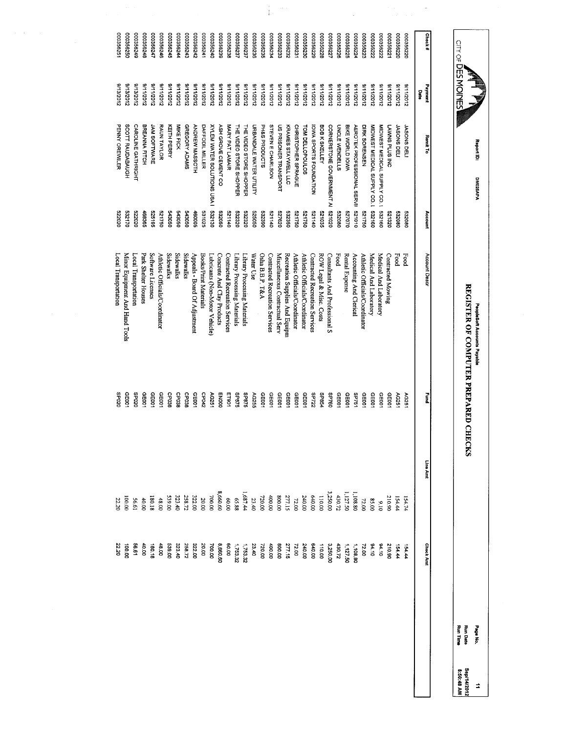CITY OF DES MOINES

Report ID: DM026APA

PeopleSoft Accounts Payable

# REGISTER OF COMPUTER PREPARED CHECKS

Run Date Sep/14/2012
Run Time 8:50:48 AM

| Check # | Payment Date | Remit To | Account | Account Descr | Fund | Line Amt | Check Amt |
|---|---|---|---|---|---|---|---|
| 000356220 | 9/11/2012 | JASONS DELI | 532080 | Food | AG251 | 154.74 | 154.44 |
| 000356220 | 9/11/2012 | JASONS DELI | 532080 | Food | AG251 | 154.44 | 154.44 |
| 000356221 | 9/11/2012 | LAWNS PLUS INC | 521520 | Contracted Mowing | GE001 | 210.90 | 210.90 |
| 000356222 | 9/11/2012 | MIDWEST MEDICAL SUPPLY CO. I | 532160 | Medical And Laboratory | GE001 | 9.10 | 94.10 |
| 000356222 | 9/11/2012 | MIDWEST MEDICAL SUPPLY CO. I | 532160 | Medical And Laboratory | GE001 | 85.00 | 94.10 |
| 000356223 | 9/11/2012 | DIRK SORENSEN | 521750 | Athletic Officials/Coordinator | GE001 | 72.00 | 72.00 |
| 000356224 | 9/11/2012 | AEROTEK PROFESSIONAL SERVI | 521010 | Accounting And Clerical | SP751 | 1,108.80 | 1,108.80 |
| 000356225 | 9/11/2012 | BIKE WORLD IOWA | 527070 | Rental Expense | GE001 | 1,127.50 | 1,127.50 |
| 000356226 | 9/11/2012 | UNCLE WENDELLS | 532080 | Food | GE001 | 430.72 | 430.72 |
| 000356227 | 9/11/2012 | CORNERSTONE GOVERNMENT AI | 521020 | Consultants And Professional S | SP760 | 3,250.00 | 3,250.00 |
| 000356228 | 9/11/2012 | BOB K SKELLEY | 521035 | ROW Legal & Misc. Costs | SP854 | 110.00 | 110.00 |
| 000356229 | 9/11/2012 | IOWA SPORTS FOUNDATION | 521140 | Contracted Recreation Services | SP722 | 640.00 | 640.00 |
| 000356230 | 9/11/2012 | TOM DELLOPOULOS | 521750 | Athletic Officials/Coordinator | GE001 | 240.00 | 240.00 |
| 000356231 | 9/11/2012 | CHRISTOPHER SPRAGUE | 521750 | Athletic Officials/Coordinator | GE001 | 72.00 | 72.00 |
| 000356232 | 9/11/2012 | KRAMES STAYWELL LLC | 532350 | Recreation Supplies And Equipm | GE001 | 277.15 | 277.15 |
| 000356233 | 9/11/2012 | US PRISONER TRANSPORT | 527620 | Miscellaneous Contractual Serv | GE001 | 800.00 | 800.00 |
| 000356234 | 9/11/2012 | STEVEN E CHARLSON | 521140 | Contracted Recreation Services | GE001 | 400.00 | 400.00 |
| 000356235 | 9/11/2012 | PH&S PRODUCTS | 532390 | Osha B.B.P. T&A | GE001 | 720.00 | 720.00 |
| 000356236 | 9/11/2012 | URBANDALE WATER UTILITY | 525050 | Water Use | AG255 | 23.40 | 23.40 |
| 000356237 | 9/11/2012 | THE VIDEO STORE SHOPPER | 532320 | Library Processing Materials | SP875 | 1,687.44 | 1,753.32 |
| 000356237 | 9/11/2012 | THE VIDEO STORE SHOPPER | 532320 | Library Processing Materials | SP875 | 65.88 | 1,753.32 |
| 000356238 | 9/11/2012 | MARY PAT LAMAIR | 521140 | Contracted Recreation Services | ET901 | 60.00 | 60.00 |
| 000356239 | 9/11/2012 | ASH GROVE CEMENT CO | 532050 | Concrete And Clay Products | EN000 | 8,660.60 | 8,660.60 |
| 000356240 | 9/11/2012 | XYLEM WATER SOLUTIONS USA I | 532130 | Lubricants (Non-Motor Vehicle) | AG251 | 700.00 | 700.00 |
| 000356241 | 9/11/2012 | DAFFODIL MILLER | 531025 | Books/Print Materials | CP042 | 20.00 | 20.00 |
| 000356242 | 9/11/2012 | ANDREW MASSOTH | 460005 | Appeals - Board Of Adjustment | GE001 | 322.00 | 322.00 |
| 000356243 | 9/11/2012 | GREGORY ADAMS | 543050 | Sidewalks | CP038 | 258.72 | 258.72 |
| 000356244 | 9/11/2012 | MIKE FICK | 543050 | Sidewalks | CP038 | 323.40 | 323.40 |
| 000356245 | 9/11/2012 | KEITH PERRY | 543050 | Sidewalks | CP038 | 539.00 | 539.00 |
| 000356246 | 9/11/2012 | RAUN TAYLOR | 521750 | Athletic Officials/Coordinator | GE001 | 48.00 | 48.00 |
| 000356247 | 9/11/2012 | JAM SOFTWARE | 525195 | Software Licenses | GE001 | 180.18 | 180.18 |
| 000356248 | 9/11/2012 | BREANNA FITCH | 468365 | Park Shelter Houses | GE001 | 40.00 | 40.00 |
| 000356249 | 9/13/2012 | CAROLINE GATHRIGHT | 522020 | Local Transportation | SP020 | 56.61 | 56.61 |
| 000356250 | 9/13/2012 | SCOTT RAUDABAUGH | 532170 | Minor Equipment And Hand Tools | GE001 | 100.00 | 100.00 |
| 000356251 | 9/13/2012 | PENNY OREWILER | 522020 | Local Transportation | SP020 | 22.20 | 22.20 |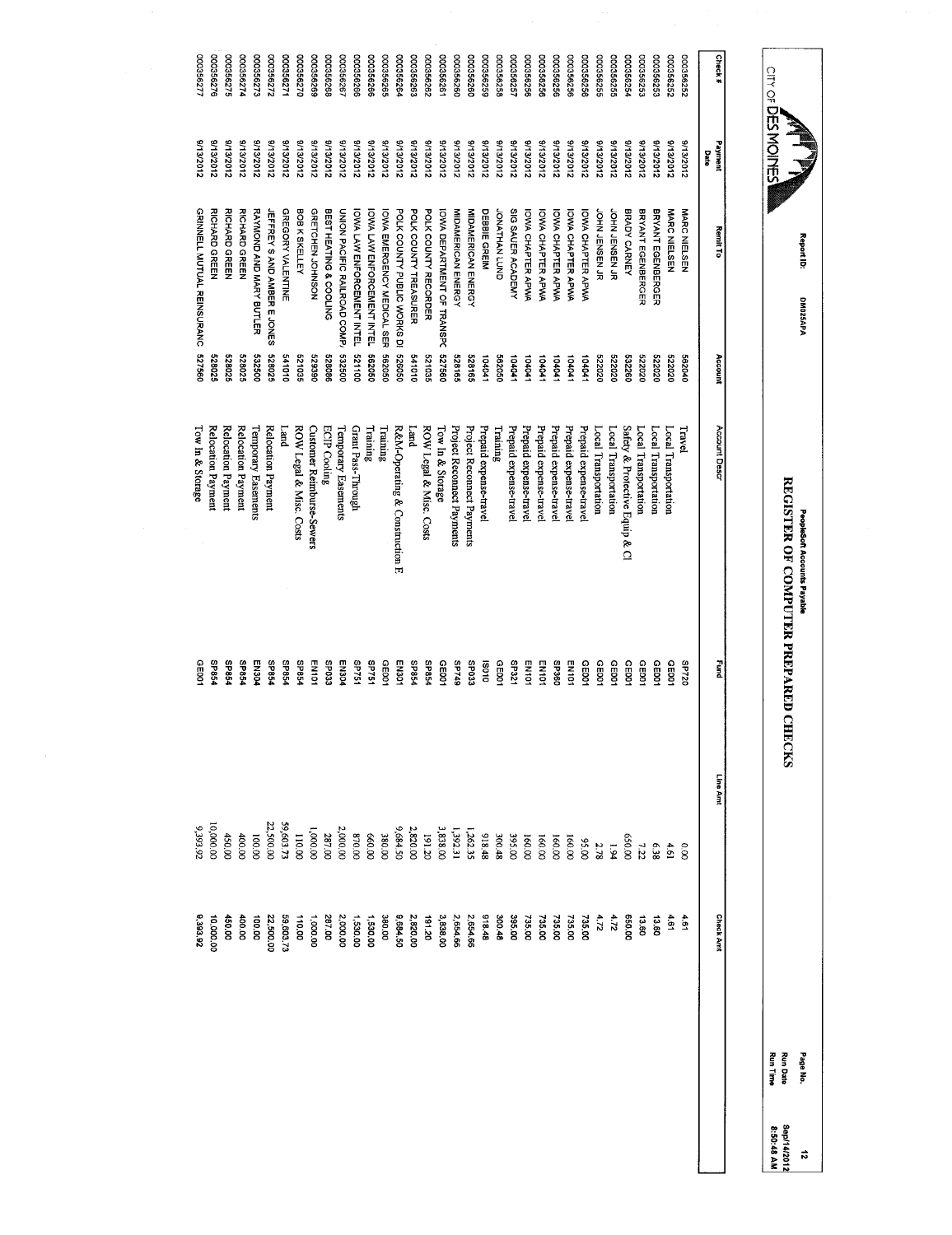CITY OF DES MOINES

Report ID: DM025APA

# PeopleSoft Accounts Payable

## REGISTER OF COMPUTER PREPARED CHECKS

Run Date Sep/14/2012
Run Time 8:50:48 AM

| Check # | Payment Date | Remit To | Account | Account Descr | Fund | Line Amt | Check Amt |
|---|---|---|---|---|---|---|---|
| 000356252 | 9/13/2012 | MARC NIELSEN | 562040 | Travel | SP720 | 0.00 | 4.61 |
| 000356252 | 9/13/2012 | MARC NIELSEN | 522020 | Local Transportation | GE001 | 4.61 | |
| 000356253 | 9/13/2012 | BRYANT EGENBERGER | 522020 | Local Transportation | GE001 | 6.38 | 13.60 |
| 000356253 | 9/13/2012 | BRYANT EGENBERGER | 522020 | Local Transportation | GE001 | 7.22 | |
| 000356254 | 9/13/2012 | BRADY CARNEY | 532260 | Safety & Protective Equip & Cl | GE001 | 650.00 | 650.00 |
| 000356255 | 9/13/2012 | JOHN JENSEN JR | 522020 | Local Transportation | GE001 | 1.94 | 4.72 |
| 000356255 | 9/13/2012 | JOHN JENSEN JR | 522020 | Local Transportation | GE001 | 2.78 | |
| 000356256 | 9/13/2012 | IOWA CHAPTER APWA | 104041 | Prepaid expense-travel | GE001 | 95.00 | 735.00 |
| 000356256 | 9/13/2012 | IOWA CHAPTER APWA | 104041 | Prepaid expense-travel | EN101 | 160.00 | |
| 000356256 | 9/13/2012 | IOWA CHAPTER APWA | 104041 | Prepaid expense-travel | SP360 | 160.00 | |
| 000356256 | 9/13/2012 | IOWA CHAPTER APWA | 104041 | Prepaid expense-travel | EN101 | 160.00 | |
| 000356256 | 9/13/2012 | IOWA CHAPTER APWA | 104041 | Prepaid expense-travel | EN101 | 160.00 | |
| 000356257 | 9/13/2012 | SIG SAUER ACADEMY | 104041 | Prepaid expense-travel | SP321 | 395.00 | 395.00 |
| 000356258 | 9/13/2012 | JONATHAN LUND | 562050 | Training | GE001 | 300.48 | 300.48 |
| 000356259 | 9/13/2012 | DEBBIE GREM | 104041 | Prepaid expense-travel | IS010 | 918.48 | 918.48 |
| 000356260 | 9/13/2012 | MIDAMERICAN ENERGY | 528165 | Project Reconnect Payments | SP033 | 1,262.35 | 2,654.66 |
| 000356260 | 9/13/2012 | MIDAMERICAN ENERGY | 528165 | Project Reconnect Payments | SP749 | 1,392.31 | |
| 000356261 | 9/13/2012 | IOWA DEPARTMENT OF TRANSPC | 527560 | Tow In & Storage | GE001 | 3,838.00 | 3,838.00 |
| 000356262 | 9/13/2012 | POLK COUNTY RECORDER | 521035 | ROW Legal & Misc. Costs | SP854 | 191.20 | 191.20 |
| 000356263 | 9/13/2012 | POLK COUNTY TREASURER | 541010 | Land | SP854 | 2,820.00 | 2,820.00 |
| 000356264 | 9/13/2012 | POLK COUNTY PUBLIC WORKS DI | 526050 | R&M-Operating & Construction E | EN301 | 9,684.50 | 9,684.50 |
| 000356265 | 9/13/2012 | IOWA EMERGENCY MEDICAL SER | 562050 | Training | GE001 | 380.00 | 380.00 |
| 000356266 | 9/13/2012 | IOWA LAW ENFORCEMENT INTEL | 562050 | Training | SP751 | 660.00 | 1,530.00 |
| 000356266 | 9/13/2012 | IOWA LAW ENFORCEMENT INTEL | 521100 | Grant Pass-Through | SP751 | 870.00 | |
| 000356267 | 9/13/2012 | UNION PACIFIC RAILROAD COMP, | 532500 | Temporary Easements | EN304 | 2,000.00 | 2,000.00 |
| 000356268 | 9/13/2012 | BEST HEATING & COOLING | 528086 | ECIP Cooling | SP033 | 287.00 | 287.00 |
| 000356269 | 9/13/2012 | GRETCHEN JOHNSON | 529390 | Customer Reimburse-Sewers | EN101 | 1,000.00 | 1,000.00 |
| 000356270 | 9/13/2012 | BOB K SKELLEY | 521035 | ROW Legal & Misc. Costs | SP854 | 110.00 | 110.00 |
| 000356271 | 9/13/2012 | GREGORY VALENTINE | 541010 | Land | SP854 | 59,603.73 | 59,603.73 |
| 000356272 | 9/13/2012 | JEFFREY S AND AMBER E JONES | 528025 | Relocation Payment | SP854 | 22,500.00 | 22,500.00 |
| 000356273 | 9/13/2012 | RAYMOND AND MARY BUTLER | 532500 | Temporary Easements | EN304 | 100.00 | 100.00 |
| 000356274 | 9/13/2012 | RICHARD GREEN | 528025 | Relocation Payment | SP854 | 400.00 | 400.00 |
| 000356275 | 9/13/2012 | RICHARD GREEN | 528025 | Relocation Payment | SP854 | 450.00 | 450.00 |
| 000356276 | 9/13/2012 | RICHARD GREEN | 528025 | Relocation Payment | SP854 | 10,000.00 | 10,000.00 |
| 000356277 | 9/13/2012 | GRINNELL MUTUAL REINSURANC | 527560 | Tow In & Storage | GE001 | 9,393.92 | 9,393.92 |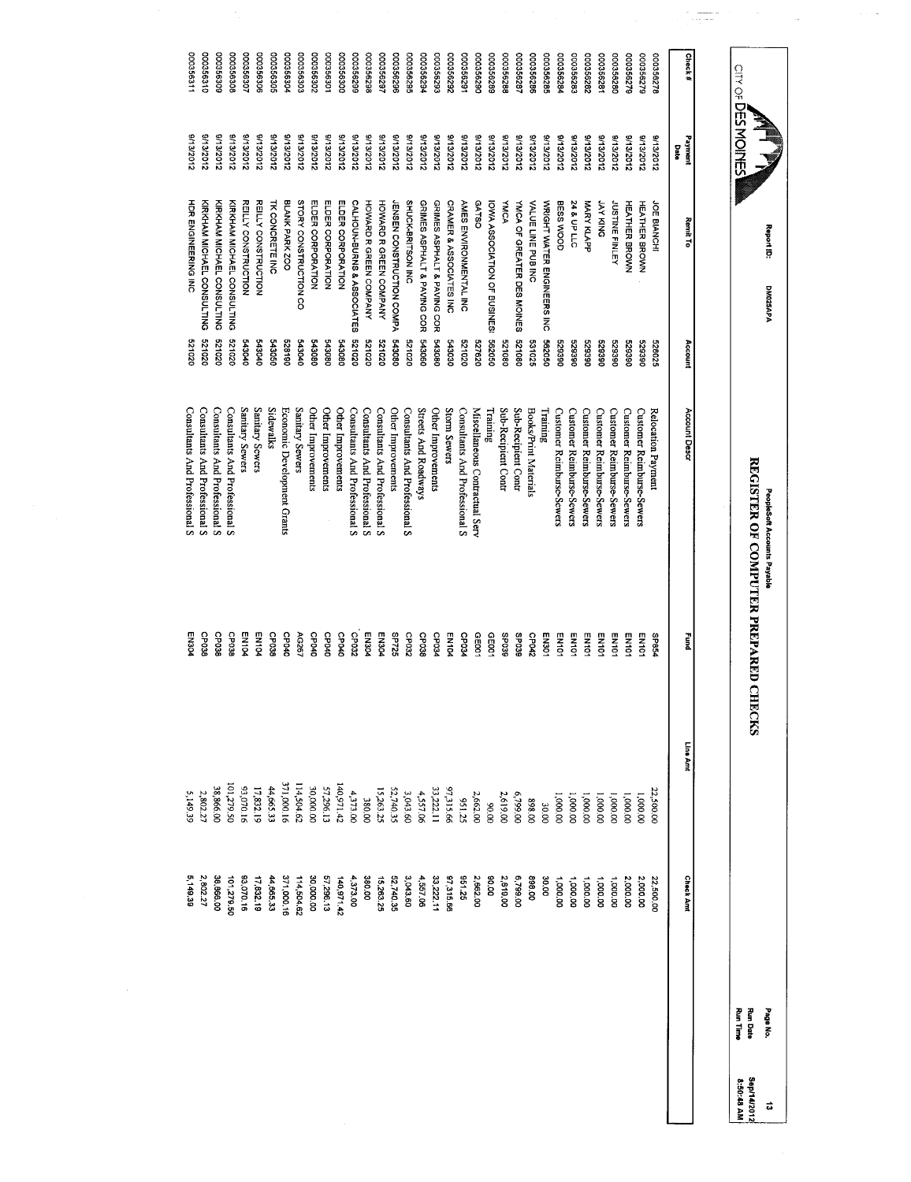# CITY OF DES MOINES

Report ID: DM025APA

PeopleSoft Accounts Payable

## REGISTER OF COMPUTER PREPARED CHECKS

Run Date: Sep/14/2012
Run Time: 8:50:48 AM

| Check # | Payment Date | Remit To | Account | Account Descr | Fund | Line Amt | Check Amt |
|---|---|---|---|---|---|---|---|
| 000356278 | 9/13/2012 | JOE BIANCHI | 528025 | Relocation Payment | SP854 | 22,500.00 | 22,500.00 |
| 000356279 | 9/13/2012 | HEATHER BROWN | 529390 | Customer Reimburse-Sewers | EN101 | 1,000.00 | 2,000.00 |
| 000356279 | 9/13/2012 | HEATHER BROWN | 529390 | Customer Reimburse-Sewers | EN101 | 1,000.00 | |
| 000356280 | 9/13/2012 | JUSTINE FINLEY | 529390 | Customer Reimburse-Sewers | EN101 | 1,000.00 | 1,000.00 |
| 000356281 | 9/13/2012 | JAY KING | 529390 | Customer Reimburse-Sewers | EN101 | 1,000.00 | 1,000.00 |
| 000356282 | 9/13/2012 | MARY KLAPP | 529390 | Customer Reimburse-Sewers | EN101 | 1,000.00 | 1,000.00 |
| 000356283 | 9/13/2012 | 24 & UP LLC | 529390 | Customer Reimburse-Sewers | EN101 | 1,000.00 | 1,000.00 |
| 000356284 | 9/13/2012 | BESS WOOD | 529390 | Customer Reimburse-Sewers | EN101 | 1,000.00 | 1,000.00 |
| 000356285 | 9/13/2012 | WRIGHT WATER ENGINEERS INC | 562050 | Training | EN301 | 30.00 | 30.00 |
| 000356286 | 9/13/2012 | VALUE LINE PUB INC | 531025 | Books/Print Materials | CP042 | 898.00 | 898.00 |
| 000356287 | 9/13/2012 | YMCA OF GREATER DES MOINES | 521080 | Sub-Recipient Contr | SP039 | 6,799.00 | 6,799.00 |
| 000356288 | 9/13/2012 | YMCA | 521080 | Sub-Recipient Contr | SP039 | 2,619.00 | 2,619.00 |
| 000356289 | 9/13/2012 | IOWA ASSOCIATION OF BUSINES! | 562050 | Training | GE001 | 90.00 | 90.00 |
| 000356290 | 9/13/2012 | GATSO | 527620 | Miscellaneous Contractual Serv | GE001 | 2,662.00 | 2,662.00 |
| 000356291 | 9/13/2012 | AMES ENVIRONMENTAL INC | 521020 | Consultants And Professional S | CP034 | 951.25 | 951.25 |
| 000356292 | 9/13/2012 | CRAMER & ASSOCIATES INC | 543030 | Storm Sewers | EN104 | 97,315.66 | 97,315.66 |
| 000356293 | 9/13/2012 | GRIMES ASPHALT & PAVING COR | 543080 | Other Improvements | CP034 | 33,222.11 | 33,222.11 |
| 000356294 | 9/13/2012 | GRIMES ASPHALT & PAVING COR | 543060 | Streets And Roadways | CP038 | 4,557.06 | 4,557.06 |
| 000356295 | 9/13/2012 | SHUCK-BRITSON INC | 521020 | Consultants And Professional S | CP032 | 3,043.60 | 3,043.60 |
| 000356296 | 9/13/2012 | JENSEN CONSTRUCTION COMPA | 543080 | Other Improvements | SP725 | 52,740.35 | 52,740.35 |
| 000356297 | 9/13/2012 | HOWARD R GREEN COMPANY | 521020 | Consultants And Professional S | EN304 | 15,263.25 | 15,263.25 |
| 000356298 | 9/13/2012 | HOWARD R GREEN COMPANY | 521020 | Consultants And Professional S | EN304 | 380.00 | 380.00 |
| 000356299 | 9/13/2012 | CALHOUN-BURNS & ASSOCIATES | 521020 | Consultants And Professional S | CP032 | 4,373.00 | 4,373.00 |
| 000356300 | 9/13/2012 | ELDER CORPORATION | 543080 | Other Improvements | CP040 | 140,971.42 | 140,971.42 |
| 000356301 | 9/13/2012 | ELDER CORPORATION | 543080 | Other Improvements | CP040 | 57,296.13 | 57,296.13 |
| 000356302 | 9/13/2012 | ELDER CORPORATION | 543080 | Other Improvements | CP040 | 30,000.00 | 30,000.00 |
| 000356303 | 9/13/2012 | STORY CONSTRUCTION CO | 543040 | Sanitary Sewers | AG267 | 114,504.62 | 114,504.62 |
| 000356304 | 9/13/2012 | BLANK PARK ZOO | 528190 | Economic Development Grants | CP040 | 371,000.16 | 371,000.16 |
| 000356305 | 9/13/2012 | TK CONCRETE INC | 543050 | Sidewalks | CP038 | 44,665.33 | 44,665.33 |
| 000356306 | 9/13/2012 | REILLY CONSTRUCTION | 543040 | Sanitary Sewers | EN104 | 17,832.19 | 17,832.19 |
| 000356307 | 9/13/2012 | REILLY CONSTRUCTION | 543040 | Sanitary Sewers | EN104 | 93,070.16 | 93,070.16 |
| 000356308 | 9/13/2012 | KIRKHAM MICHAEL CONSULTING | 521020 | Consultants And Professional S | CP038 | 101,279.50 | 101,279.50 |
| 000356309 | 9/13/2012 | KIRKHAM MICHAEL CONSULTING | 521020 | Consultants And Professional S | CP038 | 38,866.00 | 38,866.00 |
| 000356310 | 9/13/2012 | KIRKHAM MICHAEL CONSULTING | 521020 | Consultants And Professional S | CP038 | 2,802.27 | 2,802.27 |
| 000356311 | 9/13/2012 | HDR ENGINEERING INC | 521020 | Consultants And Professional S | EN304 | 5,149.39 | 5,149.39 |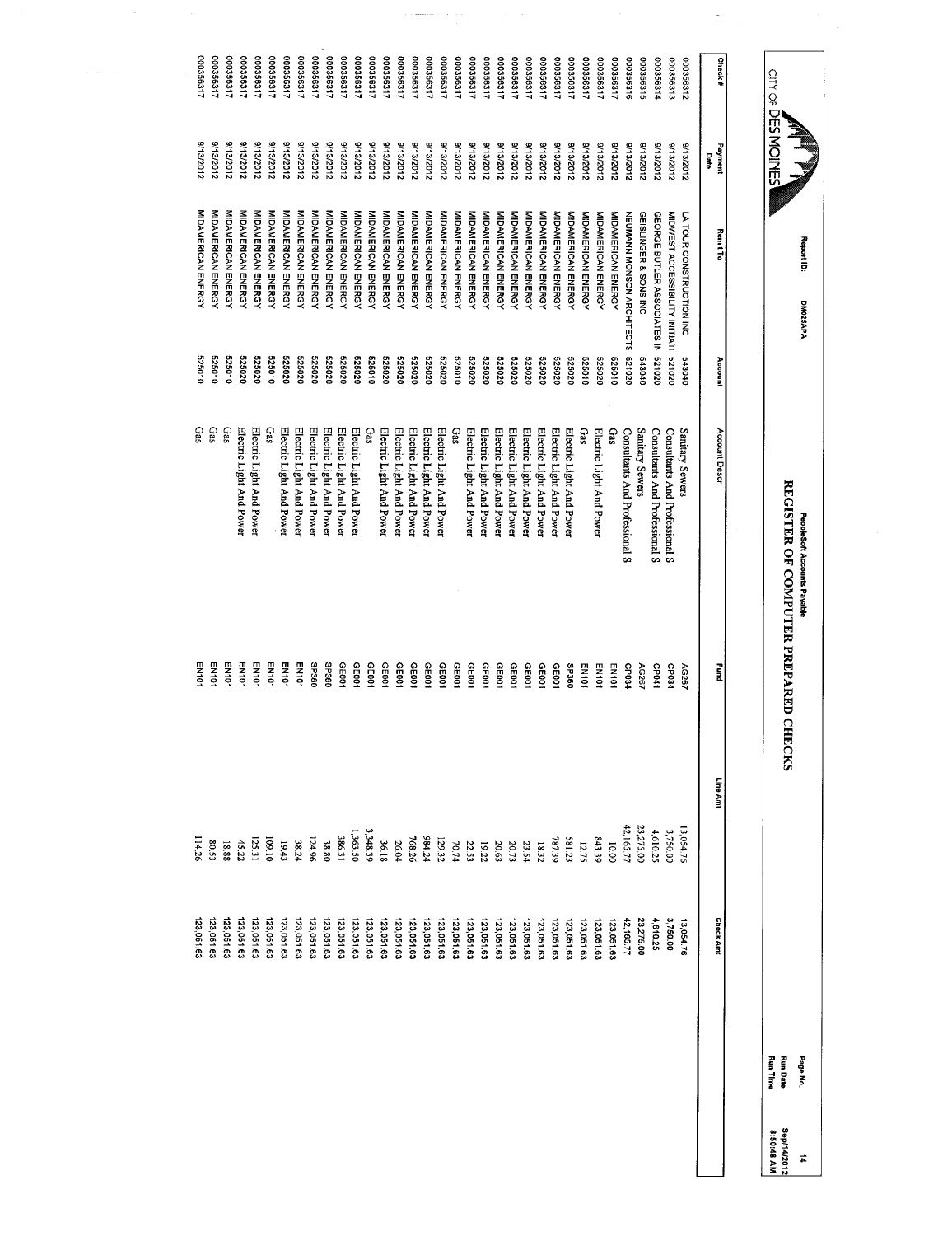CITY OF DES MOINES

Report ID: DM025APA

PeopleSoft Accounts Payable

# REGISTER OF COMPUTER PREPARED CHECKS

Run Date: Sep/14/2012
Run Time: 8:50:46 AM

| Check # | Payment Date | Remit To | Account | Account Descr | Fund | Line Amt | Check Amt |
|---|---|---|---|---|---|---|---|
| 000356312 | 9/13/2012 | LA TOUR CONSTRUCTION INC | 543040 | Sanitary Sewers | AG267 | 13,054.76 | 13,054.76 |
| 000356313 | 9/13/2012 | MIDWEST ACCESSIBILITY INITIATI | 521020 | Consultants And Professional S | CP034 | 3,750.00 | 3,750.00 |
| 000356314 | 9/13/2012 | GEORGE BUTLER ASSOCIATES IN | 521020 | Consultants And Professional S | CP041 | 4,610.25 | 4,610.25 |
| 000356315 | 9/13/2012 | GEISLINGER & SONS INC | 543040 | Sanitary Sewers | AG267 | 23,275.00 | 23,275.00 |
| 000356316 | 9/13/2012 | NEUMANN MONSON ARCHITECTS | 521020 | Consultants And Professional S | CP034 | 42,165.77 | 42,165.77 |
| 000356317 | 9/13/2012 | MIDAMERICAN ENERGY | 525010 | Gas | EN101 | 10.00 | 123,051.63 |
| 000356317 | 9/13/2012 | MIDAMERICAN ENERGY | 525020 | Electric Light And Power | EN101 | 843.39 | 123,051.63 |
| 000356317 | 9/13/2012 | MIDAMERICAN ENERGY | 525010 | Gas | EN101 | 12.75 | 123,051.63 |
| 000356317 | 9/13/2012 | MIDAMERICAN ENERGY | 525020 | Electric Light And Power | SP360 | 581.23 | 123,051.63 |
| 000356317 | 9/13/2012 | MIDAMERICAN ENERGY | 525020 | Electric Light And Power | GE001 | 787.39 | 123,051.63 |
| 000356317 | 9/13/2012 | MIDAMERICAN ENERGY | 525020 | Electric Light And Power | GE001 | 18.32 | 123,051.63 |
| 000356317 | 9/13/2012 | MIDAMERICAN ENERGY | 525020 | Electric Light And Power | GE001 | 23.54 | 123,051.63 |
| 000356317 | 9/13/2012 | MIDAMERICAN ENERGY | 525020 | Electric Light And Power | GE001 | 20.73 | 123,051.63 |
| 000356317 | 9/13/2012 | MIDAMERICAN ENERGY | 525020 | Electric Light And Power | GE001 | 20.63 | 123,051.63 |
| 000356317 | 9/13/2012 | MIDAMERICAN ENERGY | 525020 | Electric Light And Power | GE001 | 19.22 | 123,051.63 |
| 000356317 | 9/13/2012 | MIDAMERICAN ENERGY | 525020 | Electric Light And Power | GE001 | 22.53 | 123,051.63 |
| 000356317 | 9/13/2012 | MIDAMERICAN ENERGY | 525010 | Gas | GE001 | 70.74 | 123,051.63 |
| 000356317 | 9/13/2012 | MIDAMERICAN ENERGY | 525020 | Electric Light And Power | GE001 | 129.32 | 123,051.63 |
| 000356317 | 9/13/2012 | MIDAMERICAN ENERGY | 525020 | Electric Light And Power | GE001 | 984.24 | 123,051.63 |
| 000356317 | 9/13/2012 | MIDAMERICAN ENERGY | 525020 | Electric Light And Power | GE001 | 768.26 | 123,051.63 |
| 000356317 | 9/13/2012 | MIDAMERICAN ENERGY | 525020 | Electric Light And Power | GE001 | 26.04 | 123,051.63 |
| 000356317 | 9/13/2012 | MIDAMERICAN ENERGY | 525020 | Electric Light And Power | GE001 | 36.18 | 123,051.63 |
| 000356317 | 9/13/2012 | MIDAMERICAN ENERGY | 525010 | Gas | GE001 | 3,348.39 | 123,051.63 |
| 000356317 | 9/13/2012 | MIDAMERICAN ENERGY | 525020 | Electric Light And Power | GE001 | 1,363.50 | 123,051.63 |
| 000356317 | 9/13/2012 | MIDAMERICAN ENERGY | 525020 | Electric Light And Power | GE001 | 386.31 | 123,051.63 |
| 000356317 | 9/13/2012 | MIDAMERICAN ENERGY | 525020 | Electric Light And Power | SP360 | 38.80 | 123,051.63 |
| 000356317 | 9/13/2012 | MIDAMERICAN ENERGY | 525020 | Electric Light And Power | SP360 | 124.96 | 123,051.63 |
| 000356317 | 9/13/2012 | MIDAMERICAN ENERGY | 525020 | Electric Light And Power | EN101 | 38.24 | 123,051.63 |
| 000356317 | 9/13/2012 | MIDAMERICAN ENERGY | 525020 | Electric Light And Power | EN101 | 19.43 | 123,051.63 |
| 000356317 | 9/13/2012 | MIDAMERICAN ENERGY | 525010 | Gas | EN101 | 109.10 | 123,051.63 |
| 000356317 | 9/13/2012 | MIDAMERICAN ENERGY | 525020 | Electric Light And Power | EN101 | 125.31 | 123,051.63 |
| 000356317 | 9/13/2012 | MIDAMERICAN ENERGY | 525020 | Electric Light And Power | EN101 | 45.22 | 123,051.63 |
| 000356317 | 9/13/2012 | MIDAMERICAN ENERGY | 525010 | Gas | EN101 | 18.88 | 123,051.63 |
| 000356317 | 9/13/2012 | MIDAMERICAN ENERGY | 525010 | Gas | EN101 | 80.53 | 123,051.63 |
| 000356317 | 9/13/2012 | MIDAMERICAN ENERGY | 525010 | Gas | EN101 | 114.26 | 123,051.63 |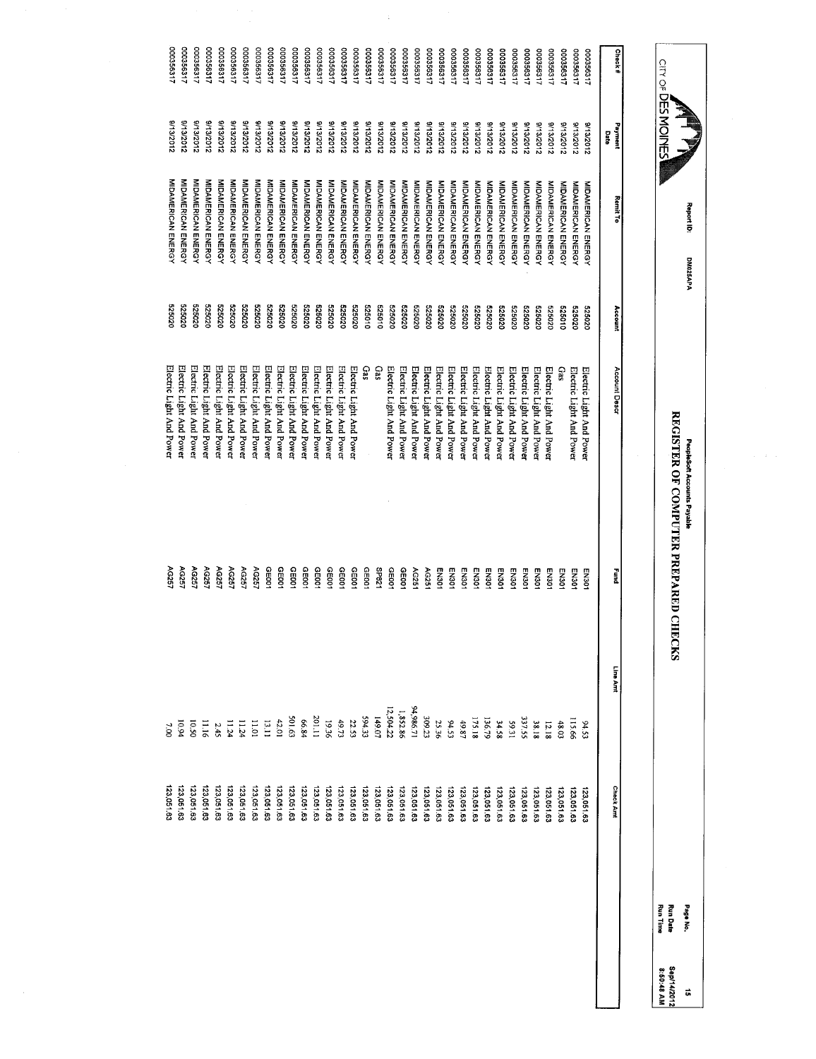CITY OF DES MOINES

Report ID: DM025APA

PeopleSoft Accounts Payable

# REGISTER OF COMPUTER PREPARED CHECKS

Run Date Sep/14/2012
Run Time 8:50:46 AM

| Check # | Payment Date | Remit To | Account | Account Descr | Fund | Line Amt | Check Amt |
|---|---|---|---|---|---|---|---|
| 000356317 | 9/13/2012 | MIDAMERICAN ENERGY | 525020 | Electric Light And Power | EN301 | 94.53 | 123,051.63 |
| 000356317 | 9/13/2012 | MIDAMERICAN ENERGY | 525020 | Electric Light And Power | EN301 | 115.66 | 123,051.63 |
| 000356317 | 9/13/2012 | MIDAMERICAN ENERGY | 525010 | Gas | EN301 | 48.03 | 123,051.63 |
| 000356317 | 9/13/2012 | MIDAMERICAN ENERGY | 525020 | Electric Light And Power | EN301 | 12.18 | 123,051.63 |
| 000356317 | 9/13/2012 | MIDAMERICAN ENERGY | 525020 | Electric Light And Power | EN301 | 38.18 | 123,051.63 |
| 000356317 | 9/13/2012 | MIDAMERICAN ENERGY | 525020 | Electric Light And Power | EN301 | 337.55 | 123,051.63 |
| 000356317 | 9/13/2012 | MIDAMERICAN ENERGY | 525020 | Electric Light And Power | EN301 | 59.31 | 123,051.63 |
| 000356317 | 9/13/2012 | MIDAMERICAN ENERGY | 525020 | Electric Light And Power | EN301 | 34.58 | 123,051.63 |
| 000356317 | 9/13/2012 | MIDAMERICAN ENERGY | 525020 | Electric Light And Power | EN301 | 136.79 | 123,051.63 |
| 000356317 | 9/13/2012 | MIDAMERICAN ENERGY | 525020 | Electric Light And Power | EN301 | 175.18 | 123,051.63 |
| 000356317 | 9/13/2012 | MIDAMERICAN ENERGY | 525020 | Electric Light And Power | EN301 | 49.87 | 123,051.63 |
| 000356317 | 9/13/2012 | MIDAMERICAN ENERGY | 525020 | Electric Light And Power | EN301 | 94.53 | 123,051.63 |
| 000356317 | 9/13/2012 | MIDAMERICAN ENERGY | 525020 | Electric Light And Power | EN301 | 25.36 | 123,051.63 |
| 000356317 | 9/13/2012 | MIDAMERICAN ENERGY | 525020 | Electric Light And Power | AG251 | 309.23 | 123,051.63 |
| 000356317 | 9/13/2012 | MIDAMERICAN ENERGY | 525020 | Electric Light And Power | AG251 | 94,986.71 | 123,051.63 |
| 000356317 | 9/13/2012 | MIDAMERICAN ENERGY | 525020 | Electric Light And Power | GE001 | 1,852.86 | 123,051.63 |
| 000356317 | 9/13/2012 | MIDAMERICAN ENERGY | 525020 | Electric Light And Power | GE001 | 12,504.22 | 123,051.63 |
| 000356317 | 9/13/2012 | MIDAMERICAN ENERGY | 525010 | Gas | SP821 | 149.07 | 123,051.63 |
| 000356317 | 9/13/2012 | MIDAMERICAN ENERGY | 525010 | Gas | GE001 | 594.33 | 123,051.63 |
| 000356317 | 9/13/2012 | MIDAMERICAN ENERGY | 525020 | Electric Light And Power | GE001 | 22.53 | 123,051.63 |
| 000356317 | 9/13/2012 | MIDAMERICAN ENERGY | 525020 | Electric Light And Power | GE001 | 49.73 | 123,051.63 |
| 000356317 | 9/13/2012 | MIDAMERICAN ENERGY | 525020 | Electric Light And Power | GE001 | 19.36 | 123,051.63 |
| 000356317 | 9/13/2012 | MIDAMERICAN ENERGY | 525020 | Electric Light And Power | GE001 | 201.11 | 123,051.63 |
| 000356317 | 9/13/2012 | MIDAMERICAN ENERGY | 525020 | Electric Light And Power | GE001 | 66.84 | 123,051.63 |
| 000356317 | 9/13/2012 | MIDAMERICAN ENERGY | 525020 | Electric Light And Power | GE001 | 501.63 | 123,051.63 |
| 000356317 | 9/13/2012 | MIDAMERICAN ENERGY | 525020 | Electric Light And Power | GE001 | 42.01 | 123,051.63 |
| 000356317 | 9/13/2012 | MIDAMERICAN ENERGY | 525020 | Electric Light And Power | GE001 | 13.11 | 123,051.63 |
| 000356317 | 9/13/2012 | MIDAMERICAN ENERGY | 525020 | Electric Light And Power | AG257 | 11.01 | 123,051.63 |
| 000356317 | 9/13/2012 | MIDAMERICAN ENERGY | 525020 | Electric Light And Power | AG257 | 11.24 | 123,051.63 |
| 000356317 | 9/13/2012 | MIDAMERICAN ENERGY | 525020 | Electric Light And Power | AG257 | 11.24 | 123,051.63 |
| 000356317 | 9/13/2012 | MIDAMERICAN ENERGY | 525020 | Electric Light And Power | AG257 | 2.45 | 123,051.63 |
| 000356317 | 9/13/2012 | MIDAMERICAN ENERGY | 525020 | Electric Light And Power | AG257 | 11.16 | 123,051.63 |
| 000356317 | 9/13/2012 | MIDAMERICAN ENERGY | 525020 | Electric Light And Power | AG257 | 10.50 | 123,051.63 |
| 000356317 | 9/13/2012 | MIDAMERICAN ENERGY | 525020 | Electric Light And Power | AG257 | 10.94 | 123,051.63 |
| 000356317 | 9/13/2012 | MIDAMERICAN ENERGY | 525020 | Electric Light And Power | AG257 | 7.00 | 123,051.63 |